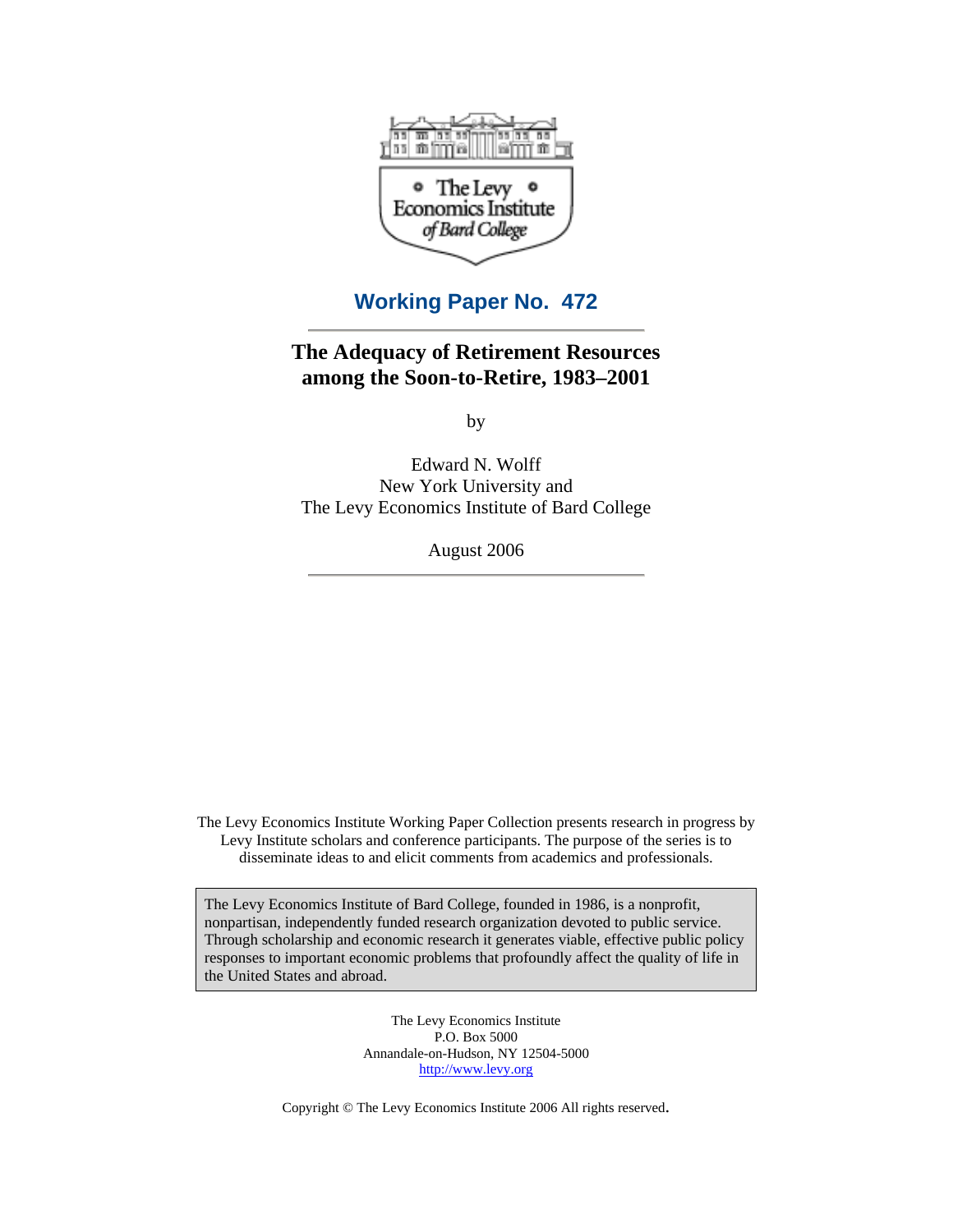The Levy Economics Institute of Bard College

## Working Paper No. 472

# The Adequacy of Retirement Resources among the Soon-to-Retire, 1983–2001

by

Edward N. Wolff
New York University and
The Levy Economics Institute of Bard College

August 2006

The Levy Economics Institute Working Paper Collection presents research in progress by Levy Institute scholars and conference participants. The purpose of the series is to disseminate ideas to and elicit comments from academics and professionals.

The Levy Economics Institute of Bard College, founded in 1986, is a nonprofit, nonpartisan, independently funded research organization devoted to public service. Through scholarship and economic research it generates viable, effective public policy responses to important economic problems that profoundly affect the quality of life in the United States and abroad.

The Levy Economics Institute
P.O. Box 5000
Annandale-on-Hudson, NY 12504-5000
http://www.levy.org

Copyright © The Levy Economics Institute 2006 All rights reserved.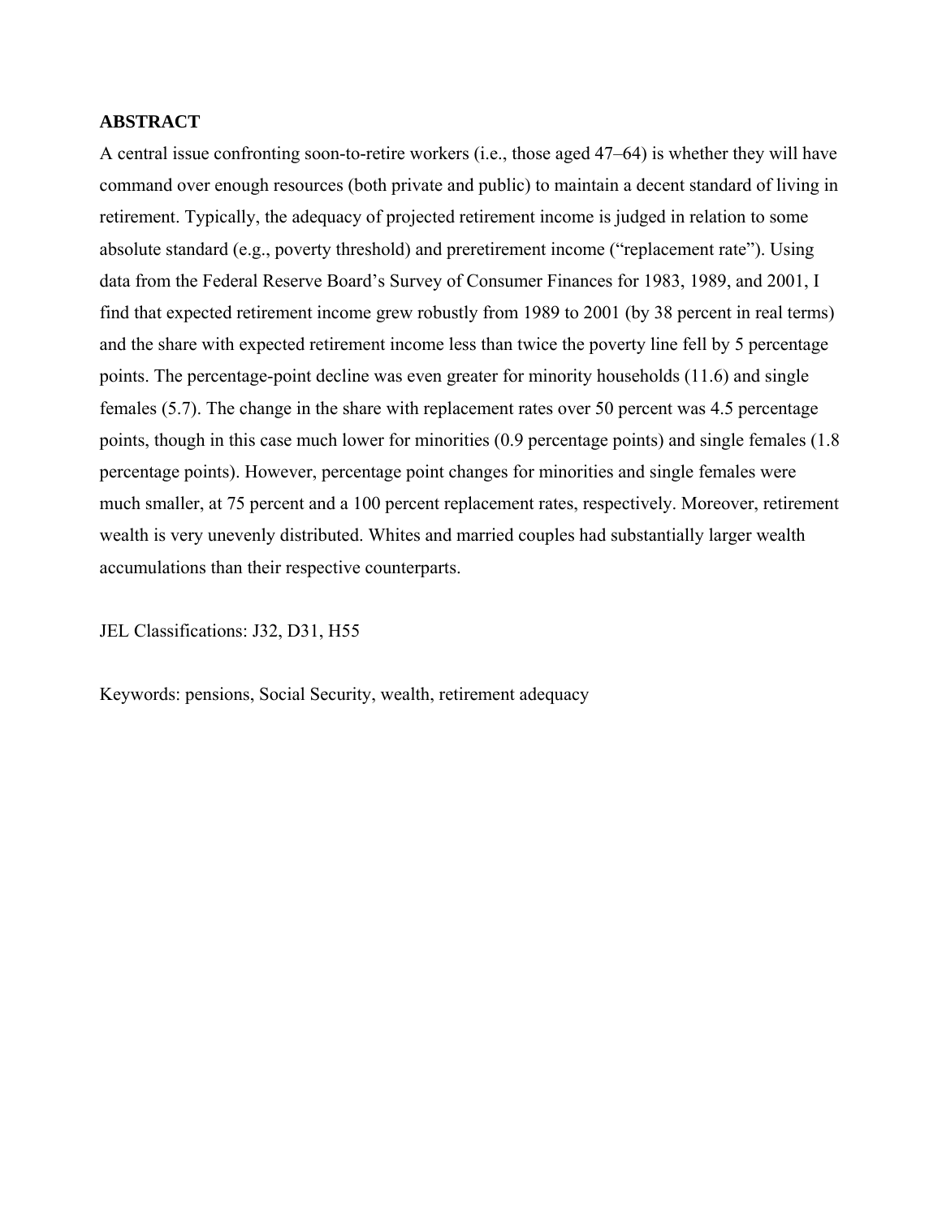**ABSTRACT**

A central issue confronting soon-to-retire workers (i.e., those aged 47–64) is whether they will have command over enough resources (both private and public) to maintain a decent standard of living in retirement. Typically, the adequacy of projected retirement income is judged in relation to some absolute standard (e.g., poverty threshold) and preretirement income ("replacement rate"). Using data from the Federal Reserve Board's Survey of Consumer Finances for 1983, 1989, and 2001, I find that expected retirement income grew robustly from 1989 to 2001 (by 38 percent in real terms) and the share with expected retirement income less than twice the poverty line fell by 5 percentage points. The percentage-point decline was even greater for minority households (11.6) and single females (5.7). The change in the share with replacement rates over 50 percent was 4.5 percentage points, though in this case much lower for minorities (0.9 percentage points) and single females (1.8 percentage points). However, percentage point changes for minorities and single females were much smaller, at 75 percent and a 100 percent replacement rates, respectively. Moreover, retirement wealth is very unevenly distributed. Whites and married couples had substantially larger wealth accumulations than their respective counterparts.

JEL Classifications: J32, D31, H55

Keywords: pensions, Social Security, wealth, retirement adequacy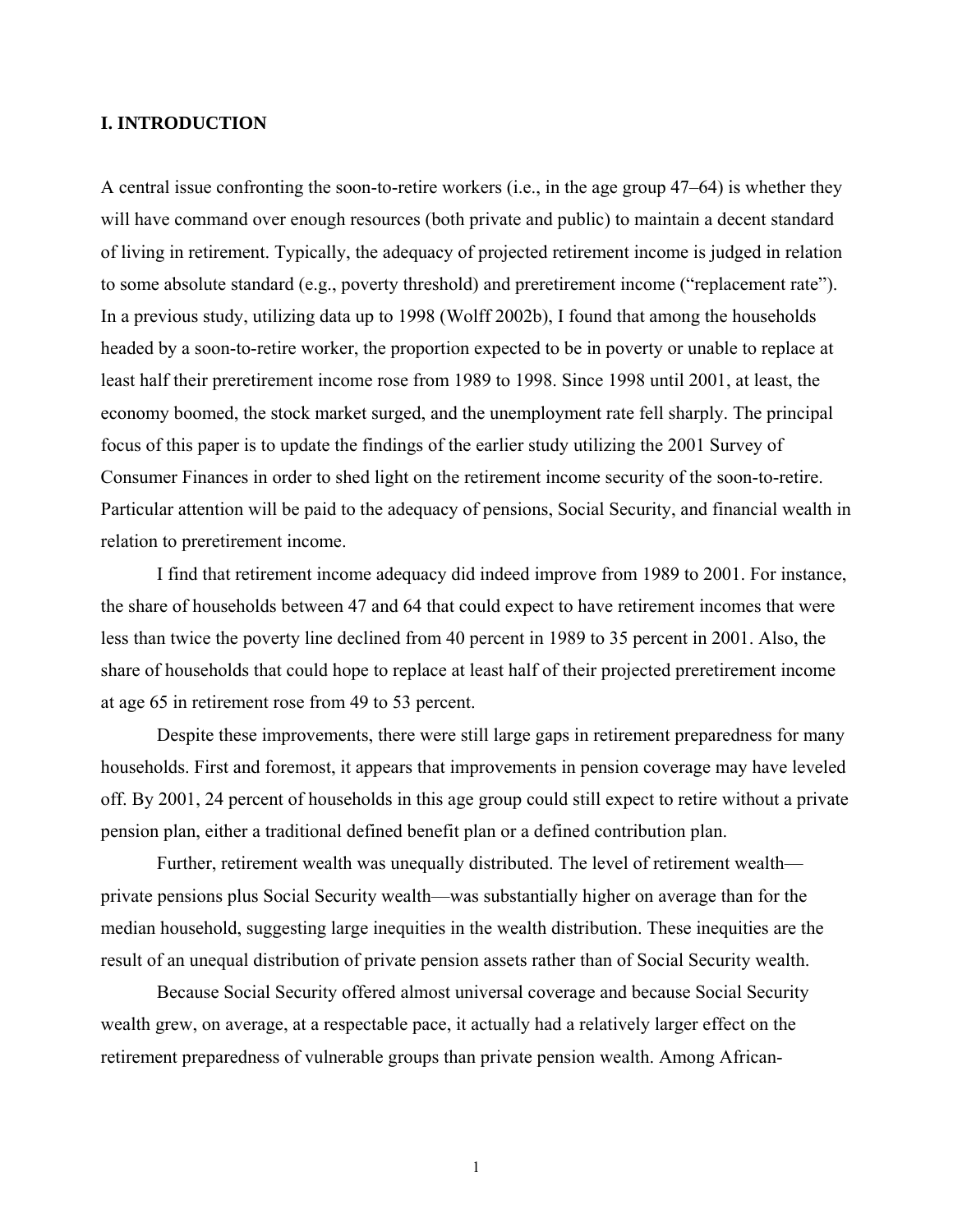## I. INTRODUCTION

A central issue confronting the soon-to-retire workers (i.e., in the age group 47–64) is whether they will have command over enough resources (both private and public) to maintain a decent standard of living in retirement. Typically, the adequacy of projected retirement income is judged in relation to some absolute standard (e.g., poverty threshold) and preretirement income ("replacement rate"). In a previous study, utilizing data up to 1998 (Wolff 2002b), I found that among the households headed by a soon-to-retire worker, the proportion expected to be in poverty or unable to replace at least half their preretirement income rose from 1989 to 1998. Since 1998 until 2001, at least, the economy boomed, the stock market surged, and the unemployment rate fell sharply. The principal focus of this paper is to update the findings of the earlier study utilizing the 2001 Survey of Consumer Finances in order to shed light on the retirement income security of the soon-to-retire. Particular attention will be paid to the adequacy of pensions, Social Security, and financial wealth in relation to preretirement income.

I find that retirement income adequacy did indeed improve from 1989 to 2001. For instance, the share of households between 47 and 64 that could expect to have retirement incomes that were less than twice the poverty line declined from 40 percent in 1989 to 35 percent in 2001. Also, the share of households that could hope to replace at least half of their projected preretirement income at age 65 in retirement rose from 49 to 53 percent.

Despite these improvements, there were still large gaps in retirement preparedness for many households. First and foremost, it appears that improvements in pension coverage may have leveled off. By 2001, 24 percent of households in this age group could still expect to retire without a private pension plan, either a traditional defined benefit plan or a defined contribution plan.

Further, retirement wealth was unequally distributed. The level of retirement wealth—private pensions plus Social Security wealth—was substantially higher on average than for the median household, suggesting large inequities in the wealth distribution. These inequities are the result of an unequal distribution of private pension assets rather than of Social Security wealth.

Because Social Security offered almost universal coverage and because Social Security wealth grew, on average, at a respectable pace, it actually had a relatively larger effect on the retirement preparedness of vulnerable groups than private pension wealth. Among African-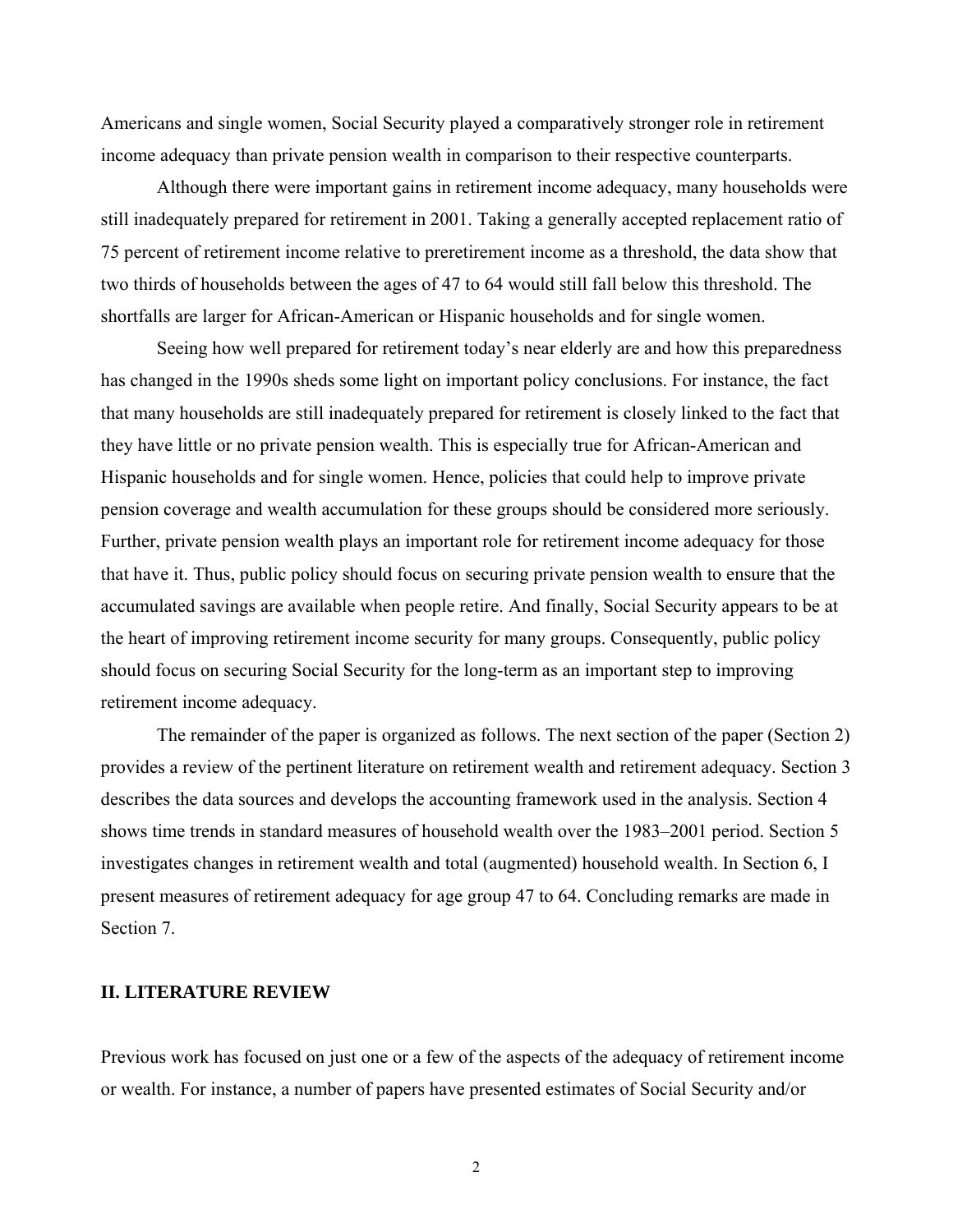Americans and single women, Social Security played a comparatively stronger role in retirement income adequacy than private pension wealth in comparison to their respective counterparts.

Although there were important gains in retirement income adequacy, many households were still inadequately prepared for retirement in 2001. Taking a generally accepted replacement ratio of 75 percent of retirement income relative to preretirement income as a threshold, the data show that two thirds of households between the ages of 47 to 64 would still fall below this threshold. The shortfalls are larger for African-American or Hispanic households and for single women.

Seeing how well prepared for retirement today's near elderly are and how this preparedness has changed in the 1990s sheds some light on important policy conclusions. For instance, the fact that many households are still inadequately prepared for retirement is closely linked to the fact that they have little or no private pension wealth. This is especially true for African-American and Hispanic households and for single women. Hence, policies that could help to improve private pension coverage and wealth accumulation for these groups should be considered more seriously. Further, private pension wealth plays an important role for retirement income adequacy for those that have it. Thus, public policy should focus on securing private pension wealth to ensure that the accumulated savings are available when people retire. And finally, Social Security appears to be at the heart of improving retirement income security for many groups. Consequently, public policy should focus on securing Social Security for the long-term as an important step to improving retirement income adequacy.

The remainder of the paper is organized as follows. The next section of the paper (Section 2) provides a review of the pertinent literature on retirement wealth and retirement adequacy. Section 3 describes the data sources and develops the accounting framework used in the analysis. Section 4 shows time trends in standard measures of household wealth over the 1983–2001 period. Section 5 investigates changes in retirement wealth and total (augmented) household wealth. In Section 6, I present measures of retirement adequacy for age group 47 to 64. Concluding remarks are made in Section 7.

## II. LITERATURE REVIEW

Previous work has focused on just one or a few of the aspects of the adequacy of retirement income or wealth. For instance, a number of papers have presented estimates of Social Security and/or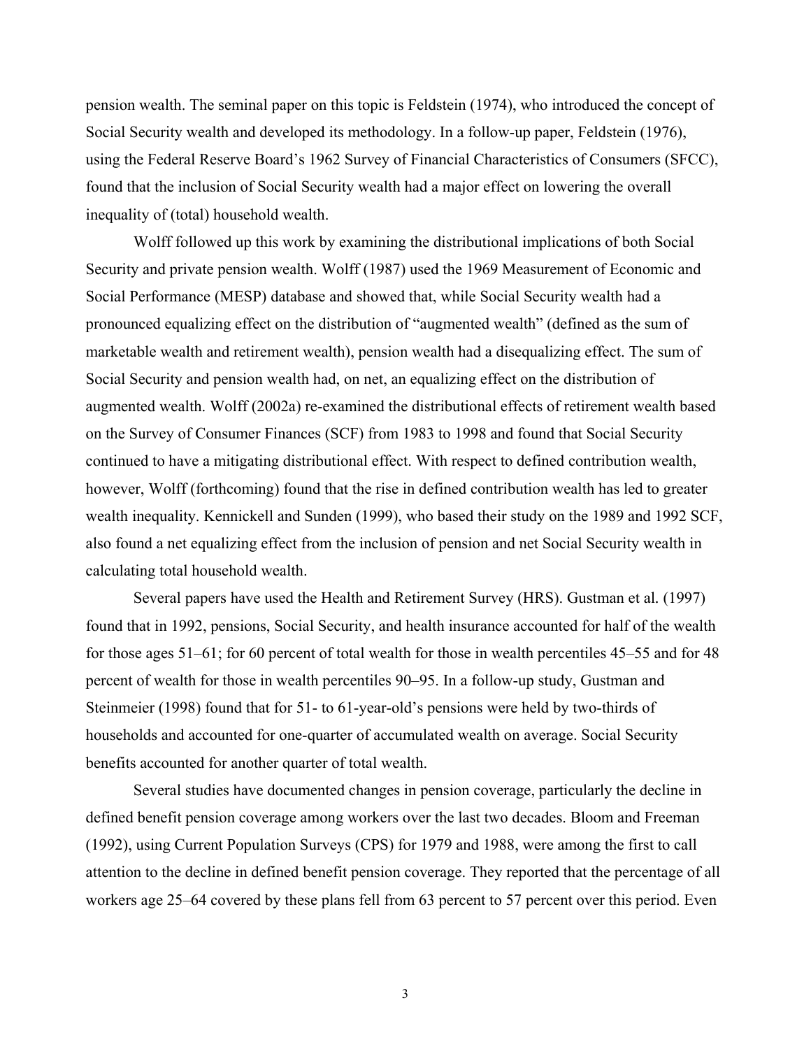pension wealth. The seminal paper on this topic is Feldstein (1974), who introduced the concept of Social Security wealth and developed its methodology. In a follow-up paper, Feldstein (1976), using the Federal Reserve Board's 1962 Survey of Financial Characteristics of Consumers (SFCC), found that the inclusion of Social Security wealth had a major effect on lowering the overall inequality of (total) household wealth.

Wolff followed up this work by examining the distributional implications of both Social Security and private pension wealth. Wolff (1987) used the 1969 Measurement of Economic and Social Performance (MESP) database and showed that, while Social Security wealth had a pronounced equalizing effect on the distribution of "augmented wealth" (defined as the sum of marketable wealth and retirement wealth), pension wealth had a disequalizing effect. The sum of Social Security and pension wealth had, on net, an equalizing effect on the distribution of augmented wealth. Wolff (2002a) re-examined the distributional effects of retirement wealth based on the Survey of Consumer Finances (SCF) from 1983 to 1998 and found that Social Security continued to have a mitigating distributional effect. With respect to defined contribution wealth, however, Wolff (forthcoming) found that the rise in defined contribution wealth has led to greater wealth inequality. Kennickell and Sunden (1999), who based their study on the 1989 and 1992 SCF, also found a net equalizing effect from the inclusion of pension and net Social Security wealth in calculating total household wealth.

Several papers have used the Health and Retirement Survey (HRS). Gustman et al. (1997) found that in 1992, pensions, Social Security, and health insurance accounted for half of the wealth for those ages 51–61; for 60 percent of total wealth for those in wealth percentiles 45–55 and for 48 percent of wealth for those in wealth percentiles 90–95. In a follow-up study, Gustman and Steinmeier (1998) found that for 51- to 61-year-old's pensions were held by two-thirds of households and accounted for one-quarter of accumulated wealth on average. Social Security benefits accounted for another quarter of total wealth.

Several studies have documented changes in pension coverage, particularly the decline in defined benefit pension coverage among workers over the last two decades. Bloom and Freeman (1992), using Current Population Surveys (CPS) for 1979 and 1988, were among the first to call attention to the decline in defined benefit pension coverage. They reported that the percentage of all workers age 25–64 covered by these plans fell from 63 percent to 57 percent over this period. Even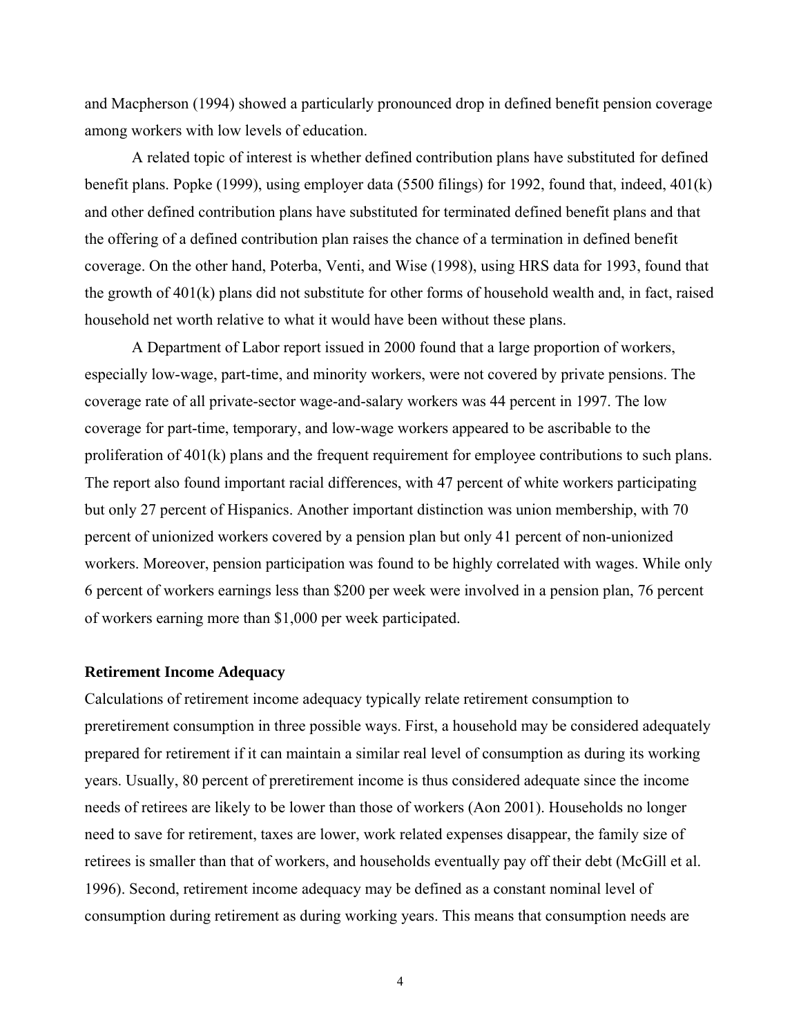and Macpherson (1994) showed a particularly pronounced drop in defined benefit pension coverage among workers with low levels of education.

A related topic of interest is whether defined contribution plans have substituted for defined benefit plans. Popke (1999), using employer data (5500 filings) for 1992, found that, indeed, 401(k) and other defined contribution plans have substituted for terminated defined benefit plans and that the offering of a defined contribution plan raises the chance of a termination in defined benefit coverage. On the other hand, Poterba, Venti, and Wise (1998), using HRS data for 1993, found that the growth of 401(k) plans did not substitute for other forms of household wealth and, in fact, raised household net worth relative to what it would have been without these plans.

A Department of Labor report issued in 2000 found that a large proportion of workers, especially low-wage, part-time, and minority workers, were not covered by private pensions. The coverage rate of all private-sector wage-and-salary workers was 44 percent in 1997. The low coverage for part-time, temporary, and low-wage workers appeared to be ascribable to the proliferation of 401(k) plans and the frequent requirement for employee contributions to such plans. The report also found important racial differences, with 47 percent of white workers participating but only 27 percent of Hispanics. Another important distinction was union membership, with 70 percent of unionized workers covered by a pension plan but only 41 percent of non-unionized workers. Moreover, pension participation was found to be highly correlated with wages. While only 6 percent of workers earnings less than $200 per week were involved in a pension plan, 76 percent of workers earning more than $1,000 per week participated.

### Retirement Income Adequacy

Calculations of retirement income adequacy typically relate retirement consumption to preretirement consumption in three possible ways. First, a household may be considered adequately prepared for retirement if it can maintain a similar real level of consumption as during its working years. Usually, 80 percent of preretirement income is thus considered adequate since the income needs of retirees are likely to be lower than those of workers (Aon 2001). Households no longer need to save for retirement, taxes are lower, work related expenses disappear, the family size of retirees is smaller than that of workers, and households eventually pay off their debt (McGill et al. 1996). Second, retirement income adequacy may be defined as a constant nominal level of consumption during retirement as during working years. This means that consumption needs are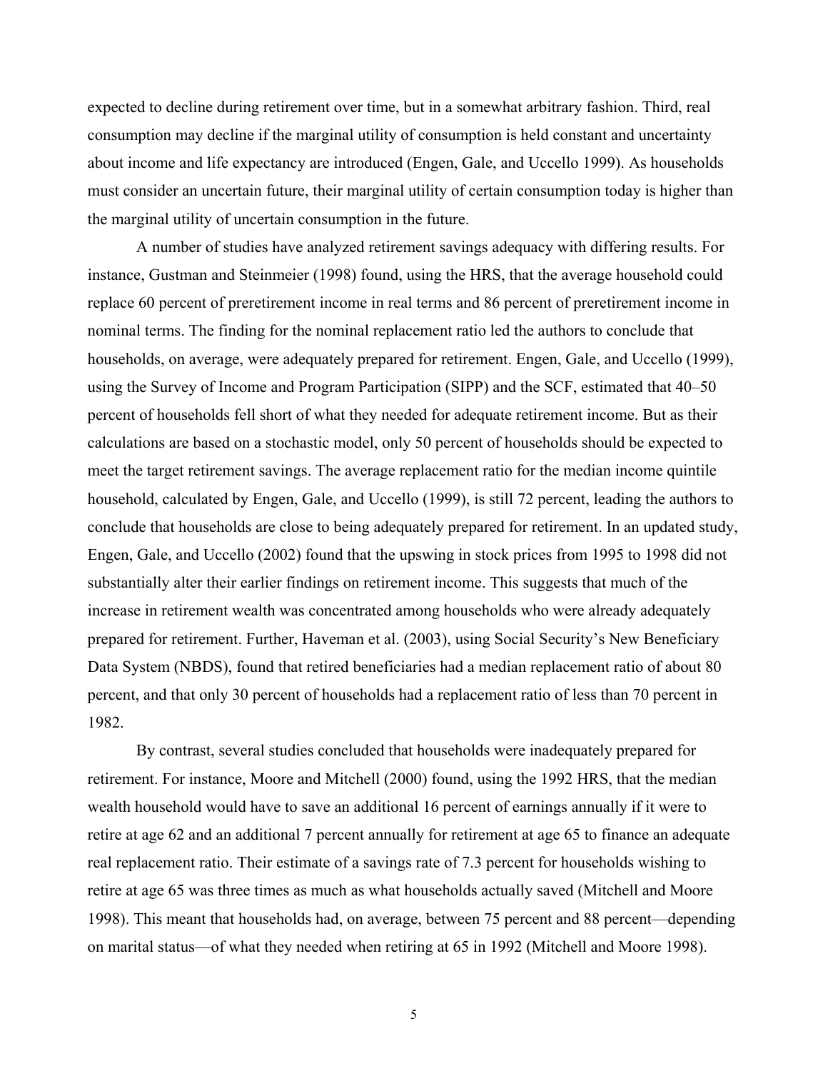expected to decline during retirement over time, but in a somewhat arbitrary fashion. Third, real consumption may decline if the marginal utility of consumption is held constant and uncertainty about income and life expectancy are introduced (Engen, Gale, and Uccello 1999). As households must consider an uncertain future, their marginal utility of certain consumption today is higher than the marginal utility of uncertain consumption in the future.

A number of studies have analyzed retirement savings adequacy with differing results. For instance, Gustman and Steinmeier (1998) found, using the HRS, that the average household could replace 60 percent of preretirement income in real terms and 86 percent of preretirement income in nominal terms. The finding for the nominal replacement ratio led the authors to conclude that households, on average, were adequately prepared for retirement. Engen, Gale, and Uccello (1999), using the Survey of Income and Program Participation (SIPP) and the SCF, estimated that 40–50 percent of households fell short of what they needed for adequate retirement income. But as their calculations are based on a stochastic model, only 50 percent of households should be expected to meet the target retirement savings. The average replacement ratio for the median income quintile household, calculated by Engen, Gale, and Uccello (1999), is still 72 percent, leading the authors to conclude that households are close to being adequately prepared for retirement. In an updated study, Engen, Gale, and Uccello (2002) found that the upswing in stock prices from 1995 to 1998 did not substantially alter their earlier findings on retirement income. This suggests that much of the increase in retirement wealth was concentrated among households who were already adequately prepared for retirement. Further, Haveman et al. (2003), using Social Security's New Beneficiary Data System (NBDS), found that retired beneficiaries had a median replacement ratio of about 80 percent, and that only 30 percent of households had a replacement ratio of less than 70 percent in 1982.

By contrast, several studies concluded that households were inadequately prepared for retirement. For instance, Moore and Mitchell (2000) found, using the 1992 HRS, that the median wealth household would have to save an additional 16 percent of earnings annually if it were to retire at age 62 and an additional 7 percent annually for retirement at age 65 to finance an adequate real replacement ratio. Their estimate of a savings rate of 7.3 percent for households wishing to retire at age 65 was three times as much as what households actually saved (Mitchell and Moore 1998). This meant that households had, on average, between 75 percent and 88 percent—depending on marital status—of what they needed when retiring at 65 in 1992 (Mitchell and Moore 1998).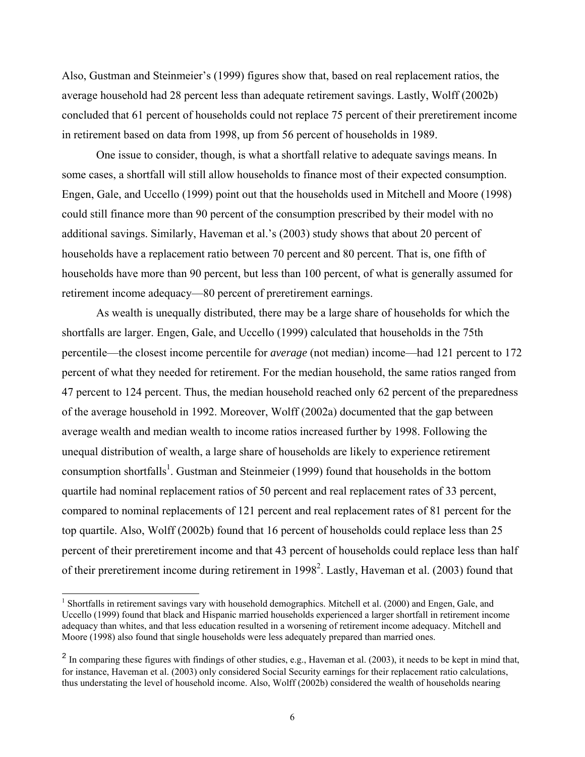Also, Gustman and Steinmeier's (1999) figures show that, based on real replacement ratios, the average household had 28 percent less than adequate retirement savings. Lastly, Wolff (2002b) concluded that 61 percent of households could not replace 75 percent of their preretirement income in retirement based on data from 1998, up from 56 percent of households in 1989.

One issue to consider, though, is what a shortfall relative to adequate savings means. In some cases, a shortfall will still allow households to finance most of their expected consumption. Engen, Gale, and Uccello (1999) point out that the households used in Mitchell and Moore (1998) could still finance more than 90 percent of the consumption prescribed by their model with no additional savings. Similarly, Haveman et al.'s (2003) study shows that about 20 percent of households have a replacement ratio between 70 percent and 80 percent. That is, one fifth of households have more than 90 percent, but less than 100 percent, of what is generally assumed for retirement income adequacy—80 percent of preretirement earnings.

As wealth is unequally distributed, there may be a large share of households for which the shortfalls are larger. Engen, Gale, and Uccello (1999) calculated that households in the 75th percentile—the closest income percentile for *average* (not median) income—had 121 percent to 172 percent of what they needed for retirement. For the median household, the same ratios ranged from 47 percent to 124 percent. Thus, the median household reached only 62 percent of the preparedness of the average household in 1992. Moreover, Wolff (2002a) documented that the gap between average wealth and median wealth to income ratios increased further by 1998. Following the unequal distribution of wealth, a large share of households are likely to experience retirement consumption shortfalls[1]. Gustman and Steinmeier (1999) found that households in the bottom quartile had nominal replacement ratios of 50 percent and real replacement rates of 33 percent, compared to nominal replacements of 121 percent and real replacement rates of 81 percent for the top quartile. Also, Wolff (2002b) found that 16 percent of households could replace less than 25 percent of their preretirement income and that 43 percent of households could replace less than half of their preretirement income during retirement in 1998[2]. Lastly, Haveman et al. (2003) found that

---

[1] Shortfalls in retirement savings vary with household demographics. Mitchell et al. (2000) and Engen, Gale, and Uccello (1999) found that black and Hispanic married households experienced a larger shortfall in retirement income adequacy than whites, and that less education resulted in a worsening of retirement income adequacy. Mitchell and Moore (1998) also found that single households were less adequately prepared than married ones.

[2] In comparing these figures with findings of other studies, e.g., Haveman et al. (2003), it needs to be kept in mind that, for instance, Haveman et al. (2003) only considered Social Security earnings for their replacement ratio calculations, thus understating the level of household income. Also, Wolff (2002b) considered the wealth of households nearing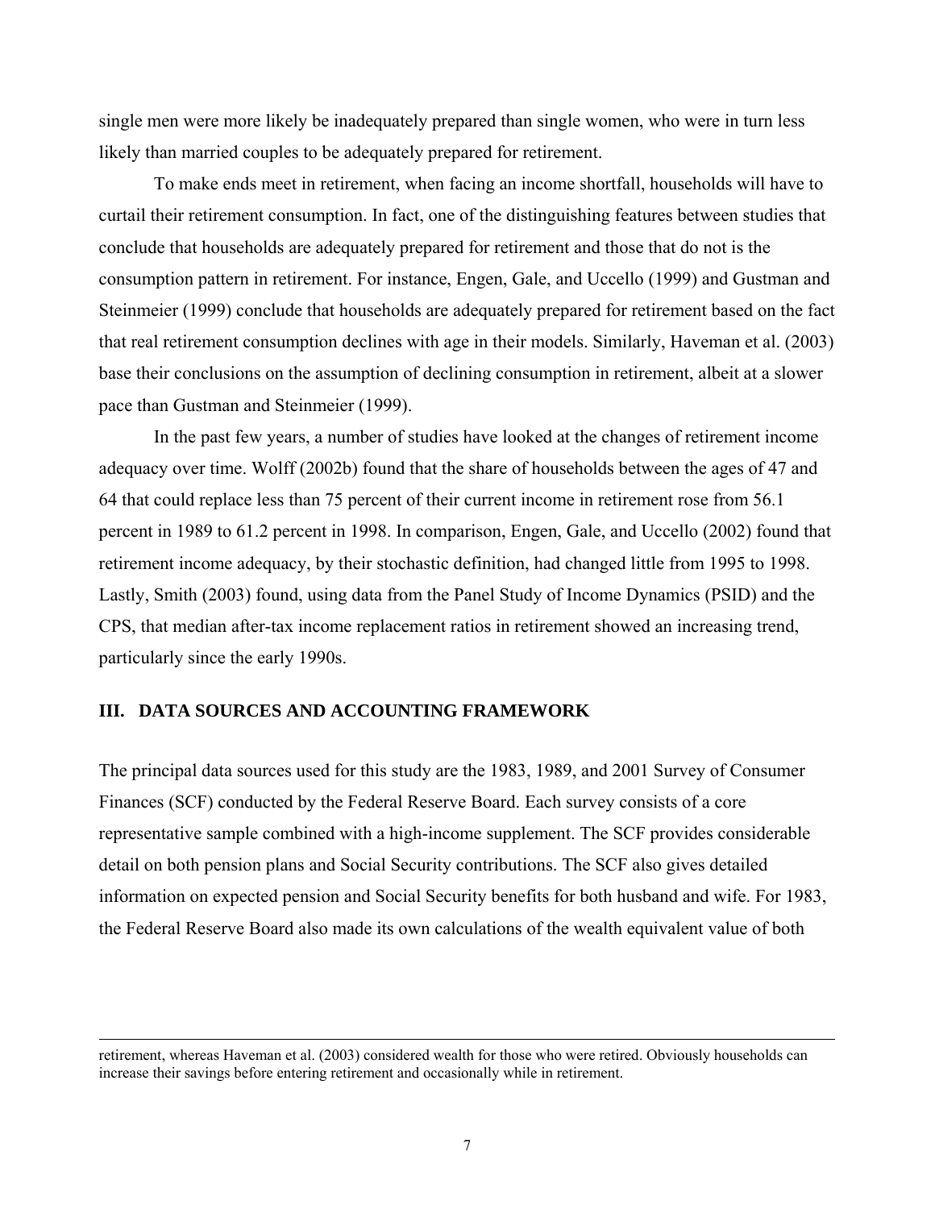single men were more likely be inadequately prepared than single women, who were in turn less likely than married couples to be adequately prepared for retirement.

To make ends meet in retirement, when facing an income shortfall, households will have to curtail their retirement consumption. In fact, one of the distinguishing features between studies that conclude that households are adequately prepared for retirement and those that do not is the consumption pattern in retirement. For instance, Engen, Gale, and Uccello (1999) and Gustman and Steinmeier (1999) conclude that households are adequately prepared for retirement based on the fact that real retirement consumption declines with age in their models. Similarly, Haveman et al. (2003) base their conclusions on the assumption of declining consumption in retirement, albeit at a slower pace than Gustman and Steinmeier (1999).

In the past few years, a number of studies have looked at the changes of retirement income adequacy over time. Wolff (2002b) found that the share of households between the ages of 47 and 64 that could replace less than 75 percent of their current income in retirement rose from 56.1 percent in 1989 to 61.2 percent in 1998. In comparison, Engen, Gale, and Uccello (2002) found that retirement income adequacy, by their stochastic definition, had changed little from 1995 to 1998. Lastly, Smith (2003) found, using data from the Panel Study of Income Dynamics (PSID) and the CPS, that median after-tax income replacement ratios in retirement showed an increasing trend, particularly since the early 1990s.

## III. DATA SOURCES AND ACCOUNTING FRAMEWORK

The principal data sources used for this study are the 1983, 1989, and 2001 Survey of Consumer Finances (SCF) conducted by the Federal Reserve Board. Each survey consists of a core representative sample combined with a high-income supplement. The SCF provides considerable detail on both pension plans and Social Security contributions. The SCF also gives detailed information on expected pension and Social Security benefits for both husband and wife. For 1983, the Federal Reserve Board also made its own calculations of the wealth equivalent value of both

---

retirement, whereas Haveman et al. (2003) considered wealth for those who were retired. Obviously households can increase their savings before entering retirement and occasionally while in retirement.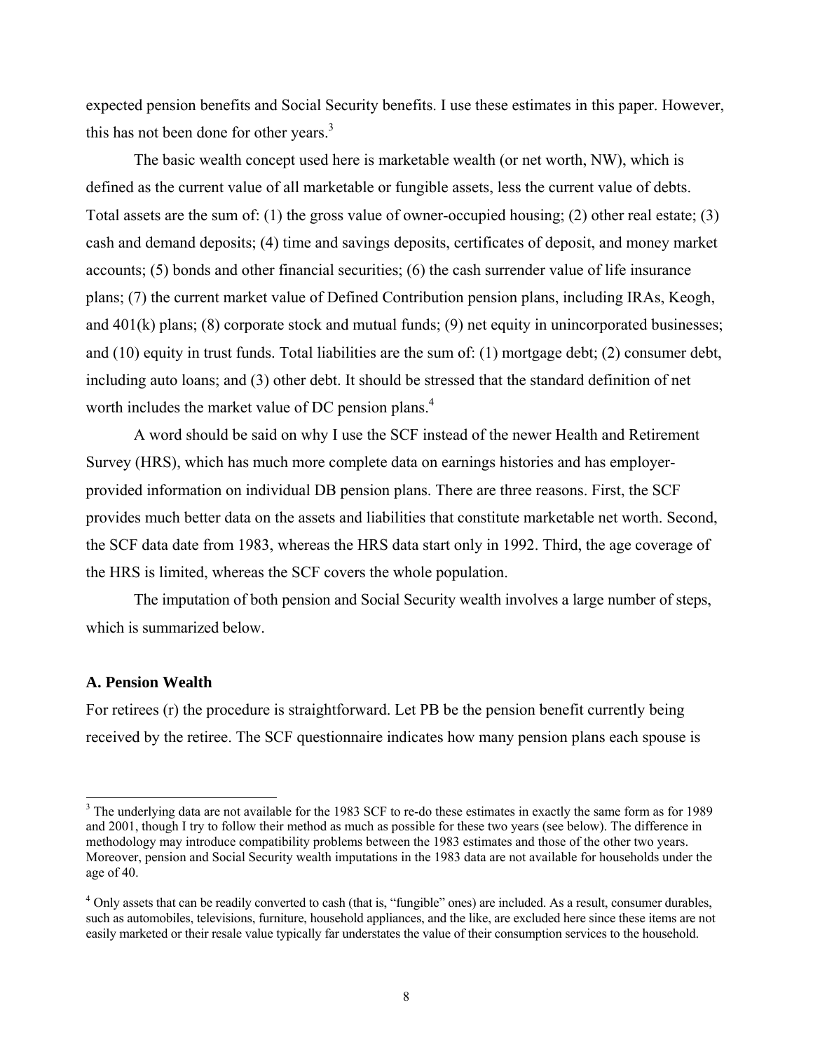expected pension benefits and Social Security benefits. I use these estimates in this paper. However, this has not been done for other years.[3]

The basic wealth concept used here is marketable wealth (or net worth, NW), which is defined as the current value of all marketable or fungible assets, less the current value of debts. Total assets are the sum of: (1) the gross value of owner-occupied housing; (2) other real estate; (3) cash and demand deposits; (4) time and savings deposits, certificates of deposit, and money market accounts; (5) bonds and other financial securities; (6) the cash surrender value of life insurance plans; (7) the current market value of Defined Contribution pension plans, including IRAs, Keogh, and 401(k) plans; (8) corporate stock and mutual funds; (9) net equity in unincorporated businesses; and (10) equity in trust funds. Total liabilities are the sum of: (1) mortgage debt; (2) consumer debt, including auto loans; and (3) other debt. It should be stressed that the standard definition of net worth includes the market value of DC pension plans.[4]

A word should be said on why I use the SCF instead of the newer Health and Retirement Survey (HRS), which has much more complete data on earnings histories and has employer-provided information on individual DB pension plans. There are three reasons. First, the SCF provides much better data on the assets and liabilities that constitute marketable net worth. Second, the SCF data date from 1983, whereas the HRS data start only in 1992. Third, the age coverage of the HRS is limited, whereas the SCF covers the whole population.

The imputation of both pension and Social Security wealth involves a large number of steps, which is summarized below.

### A. Pension Wealth

For retirees (r) the procedure is straightforward. Let PB be the pension benefit currently being received by the retiree. The SCF questionnaire indicates how many pension plans each spouse is

---

[3] The underlying data are not available for the 1983 SCF to re-do these estimates in exactly the same form as for 1989 and 2001, though I try to follow their method as much as possible for these two years (see below). The difference in methodology may introduce compatibility problems between the 1983 estimates and those of the other two years. Moreover, pension and Social Security wealth imputations in the 1983 data are not available for households under the age of 40.

[4] Only assets that can be readily converted to cash (that is, "fungible" ones) are included. As a result, consumer durables, such as automobiles, televisions, furniture, household appliances, and the like, are excluded here since these items are not easily marketed or their resale value typically far understates the value of their consumption services to the household.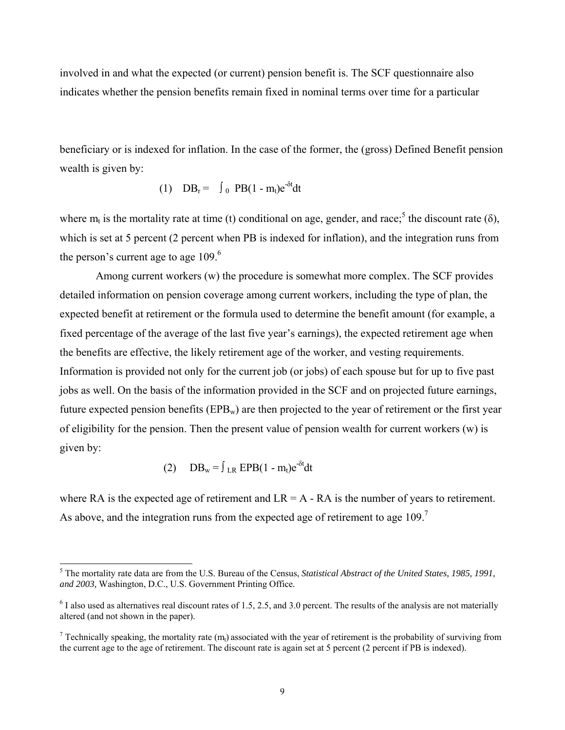involved in and what the expected (or current) pension benefit is. The SCF questionnaire also indicates whether the pension benefits remain fixed in nominal terms over time for a particular

beneficiary or is indexed for inflation. In the case of the former, the (gross) Defined Benefit pension wealth is given by:

$$(1) \quad DB_r = \int_0 PB(1 - m_t)e^{-\delta t}dt$$

where $m_t$ is the mortality rate at time (t) conditional on age, gender, and race;[5] the discount rate ($\delta$), which is set at 5 percent (2 percent when PB is indexed for inflation), and the integration runs from the person's current age to age 109.[6]

Among current workers (w) the procedure is somewhat more complex. The SCF provides detailed information on pension coverage among current workers, including the type of plan, the expected benefit at retirement or the formula used to determine the benefit amount (for example, a fixed percentage of the average of the last five year's earnings), the expected retirement age when the benefits are effective, the likely retirement age of the worker, and vesting requirements. Information is provided not only for the current job (or jobs) of each spouse but for up to five past jobs as well. On the basis of the information provided in the SCF and on projected future earnings, future expected pension benefits ($EPB_w$) are then projected to the year of retirement or the first year of eligibility for the pension. Then the present value of pension wealth for current workers (w) is given by:

$$(2) \quad DB_w = \int_{LR} EPB(1 - m_t)e^{-\delta t}dt$$

where RA is the expected age of retirement and LR = A - RA is the number of years to retirement. As above, and the integration runs from the expected age of retirement to age 109.[7]

---

[5] The mortality rate data are from the U.S. Bureau of the Census, *Statistical Abstract of the United States, 1985, 1991, and 2003,* Washington, D.C., U.S. Government Printing Office.

[6] I also used as alternatives real discount rates of 1.5, 2.5, and 3.0 percent. The results of the analysis are not materially altered (and not shown in the paper).

[7] Technically speaking, the mortality rate ($m_t$) associated with the year of retirement is the probability of surviving from the current age to the age of retirement. The discount rate is again set at 5 percent (2 percent if PB is indexed).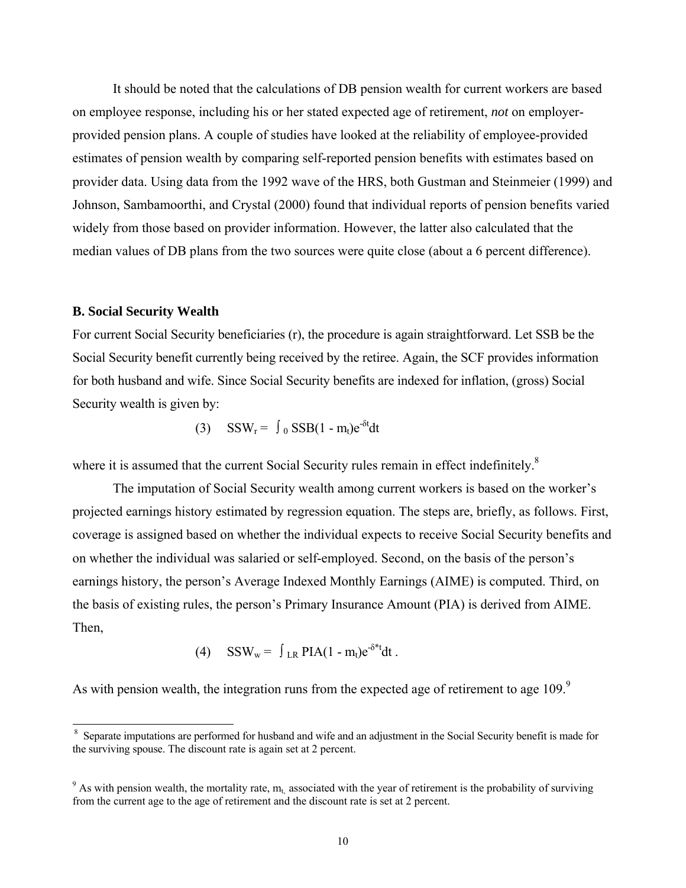It should be noted that the calculations of DB pension wealth for current workers are based on employee response, including his or her stated expected age of retirement, *not* on employer-provided pension plans. A couple of studies have looked at the reliability of employee-provided estimates of pension wealth by comparing self-reported pension benefits with estimates based on provider data. Using data from the 1992 wave of the HRS, both Gustman and Steinmeier (1999) and Johnson, Sambamoorthi, and Crystal (2000) found that individual reports of pension benefits varied widely from those based on provider information. However, the latter also calculated that the median values of DB plans from the two sources were quite close (about a 6 percent difference).

### B. Social Security Wealth

For current Social Security beneficiaries (r), the procedure is again straightforward. Let SSB be the Social Security benefit currently being received by the retiree. Again, the SCF provides information for both husband and wife. Since Social Security benefits are indexed for inflation, (gross) Social Security wealth is given by:

$$(3) \quad SSW_r = \int_0 SSB(1 - m_t)e^{-\delta t}dt$$

where it is assumed that the current Social Security rules remain in effect indefinitely.[8]

The imputation of Social Security wealth among current workers is based on the worker's projected earnings history estimated by regression equation. The steps are, briefly, as follows. First, coverage is assigned based on whether the individual expects to receive Social Security benefits and on whether the individual was salaried or self-employed. Second, on the basis of the person's earnings history, the person's Average Indexed Monthly Earnings (AIME) is computed. Third, on the basis of existing rules, the person's Primary Insurance Amount (PIA) is derived from AIME. Then,

$$(4) \quad SSW_w = \int_{LR} PIA(1 - m_t)e^{-\delta^* t}dt\,.$$

As with pension wealth, the integration runs from the expected age of retirement to age 109.[9]

---

[8] Separate imputations are performed for husband and wife and an adjustment in the Social Security benefit is made for the surviving spouse. The discount rate is again set at 2 percent.

[9] As with pension wealth, the mortality rate, $m_t$, associated with the year of retirement is the probability of surviving from the current age to the age of retirement and the discount rate is set at 2 percent.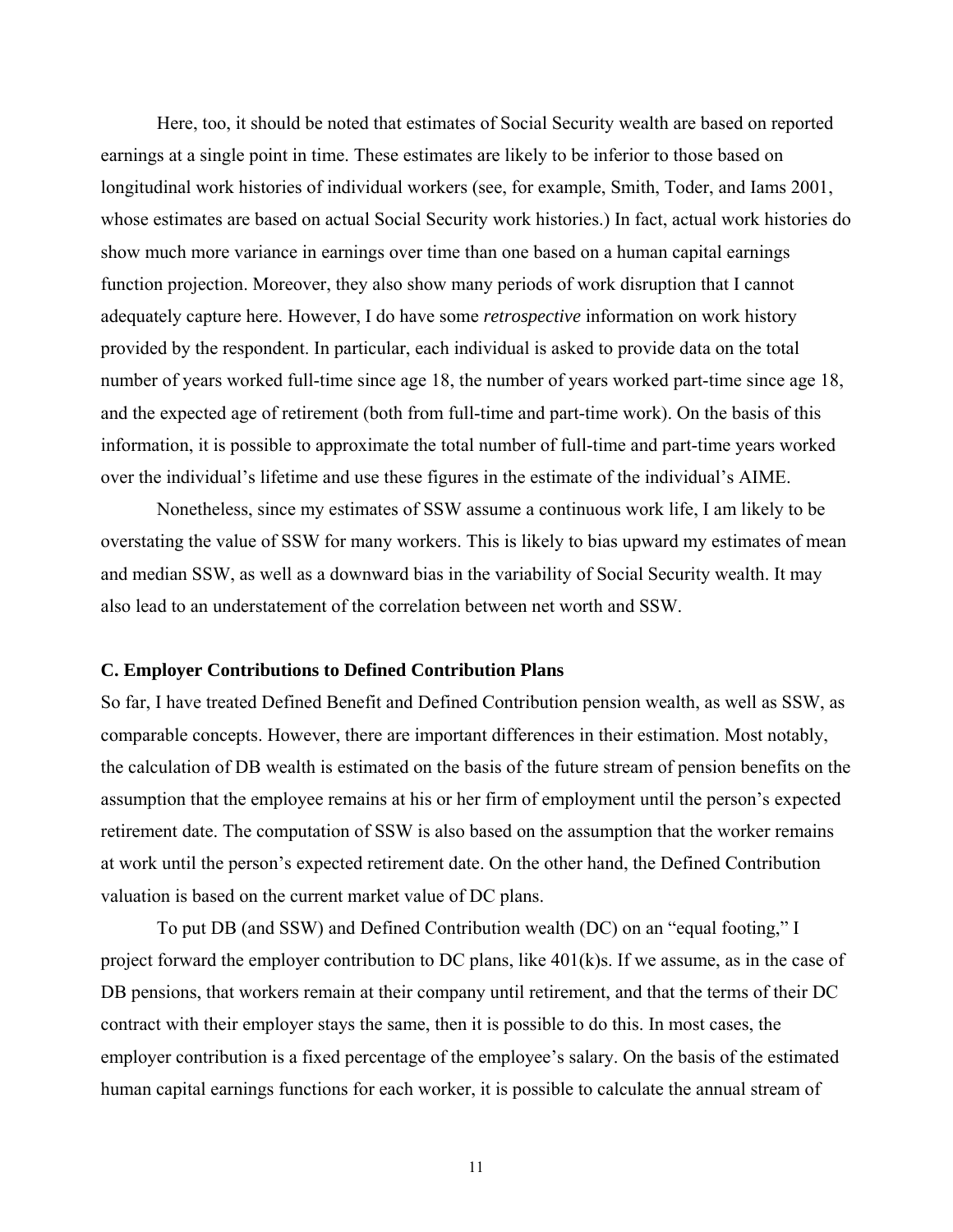Here, too, it should be noted that estimates of Social Security wealth are based on reported earnings at a single point in time. These estimates are likely to be inferior to those based on longitudinal work histories of individual workers (see, for example, Smith, Toder, and Iams 2001, whose estimates are based on actual Social Security work histories.) In fact, actual work histories do show much more variance in earnings over time than one based on a human capital earnings function projection. Moreover, they also show many periods of work disruption that I cannot adequately capture here. However, I do have some *retrospective* information on work history provided by the respondent. In particular, each individual is asked to provide data on the total number of years worked full-time since age 18, the number of years worked part-time since age 18, and the expected age of retirement (both from full-time and part-time work). On the basis of this information, it is possible to approximate the total number of full-time and part-time years worked over the individual's lifetime and use these figures in the estimate of the individual's AIME.

Nonetheless, since my estimates of SSW assume a continuous work life, I am likely to be overstating the value of SSW for many workers. This is likely to bias upward my estimates of mean and median SSW, as well as a downward bias in the variability of Social Security wealth. It may also lead to an understatement of the correlation between net worth and SSW.

### C. Employer Contributions to Defined Contribution Plans

So far, I have treated Defined Benefit and Defined Contribution pension wealth, as well as SSW, as comparable concepts. However, there are important differences in their estimation. Most notably, the calculation of DB wealth is estimated on the basis of the future stream of pension benefits on the assumption that the employee remains at his or her firm of employment until the person's expected retirement date. The computation of SSW is also based on the assumption that the worker remains at work until the person's expected retirement date. On the other hand, the Defined Contribution valuation is based on the current market value of DC plans.

To put DB (and SSW) and Defined Contribution wealth (DC) on an "equal footing," I project forward the employer contribution to DC plans, like 401(k)s. If we assume, as in the case of DB pensions, that workers remain at their company until retirement, and that the terms of their DC contract with their employer stays the same, then it is possible to do this. In most cases, the employer contribution is a fixed percentage of the employee's salary. On the basis of the estimated human capital earnings functions for each worker, it is possible to calculate the annual stream of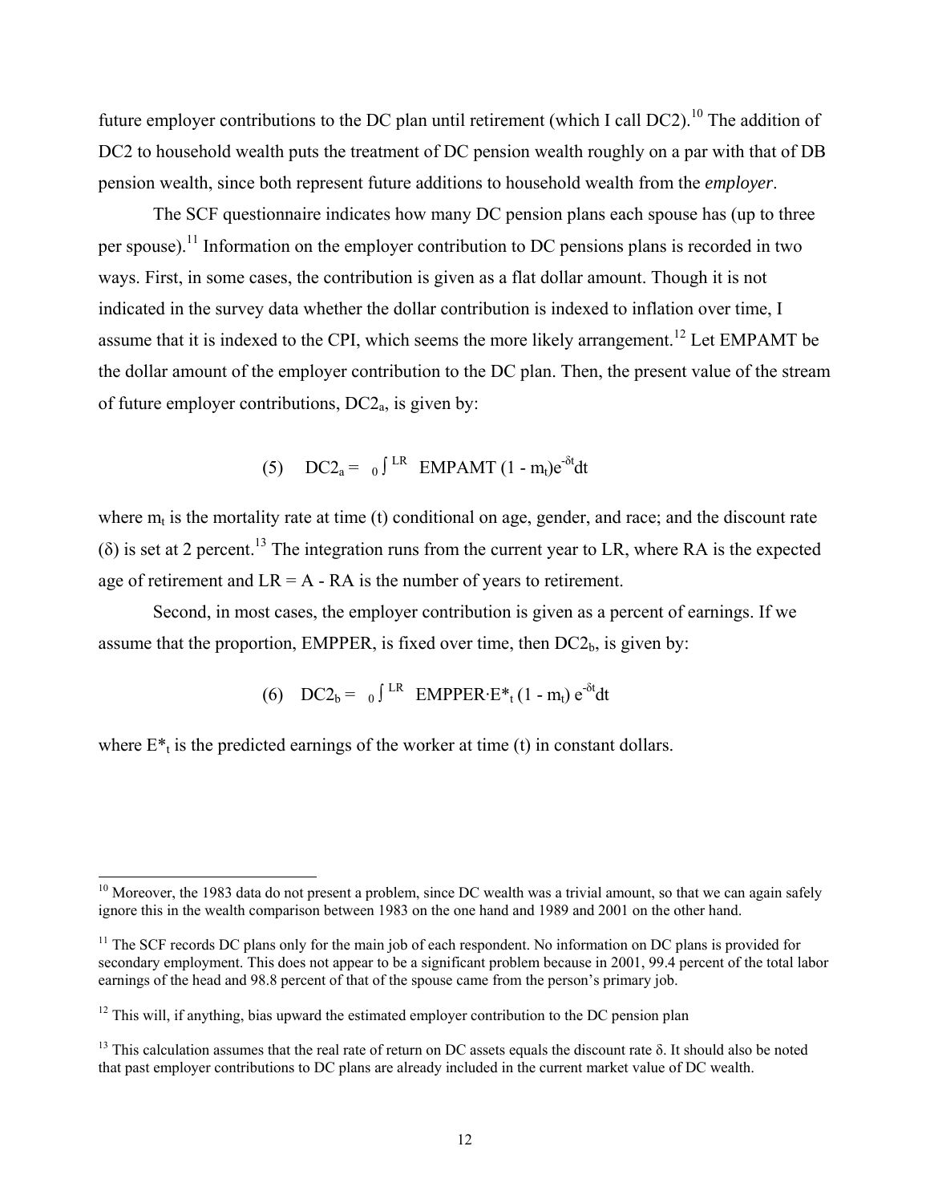future employer contributions to the DC plan until retirement (which I call DC2).[10] The addition of DC2 to household wealth puts the treatment of DC pension wealth roughly on a par with that of DB pension wealth, since both represent future additions to household wealth from the *employer*.

The SCF questionnaire indicates how many DC pension plans each spouse has (up to three per spouse).[11] Information on the employer contribution to DC pensions plans is recorded in two ways. First, in some cases, the contribution is given as a flat dollar amount. Though it is not indicated in the survey data whether the dollar contribution is indexed to inflation over time, I assume that it is indexed to the CPI, which seems the more likely arrangement.[12] Let EMPAMT be the dollar amount of the employer contribution to the DC plan. Then, the present value of the stream of future employer contributions, $DC2_a$, is given by:

$$(5) \quad DC2_a = \int_0^{LR} EMPAMT\,(1 - m_t)e^{-\delta t}dt$$

where $m_t$ is the mortality rate at time (t) conditional on age, gender, and race; and the discount rate ($\delta$) is set at 2 percent.[13] The integration runs from the current year to LR, where RA is the expected age of retirement and LR = A - RA is the number of years to retirement.

Second, in most cases, the employer contribution is given as a percent of earnings. If we assume that the proportion, EMPPER, is fixed over time, then $DC2_b$, is given by:

$$(6) \quad DC2_b = \int_0^{LR} EMPPER \cdot E^*_t\,(1 - m_t)\,e^{-\delta t}dt$$

where $E^*_t$ is the predicted earnings of the worker at time (t) in constant dollars.

---

[10] Moreover, the 1983 data do not present a problem, since DC wealth was a trivial amount, so that we can again safely ignore this in the wealth comparison between 1983 on the one hand and 1989 and 2001 on the other hand.

[11] The SCF records DC plans only for the main job of each respondent. No information on DC plans is provided for secondary employment. This does not appear to be a significant problem because in 2001, 99.4 percent of the total labor earnings of the head and 98.8 percent of that of the spouse came from the person's primary job.

[12] This will, if anything, bias upward the estimated employer contribution to the DC pension plan

[13] This calculation assumes that the real rate of return on DC assets equals the discount rate $\delta$. It should also be noted that past employer contributions to DC plans are already included in the current market value of DC wealth.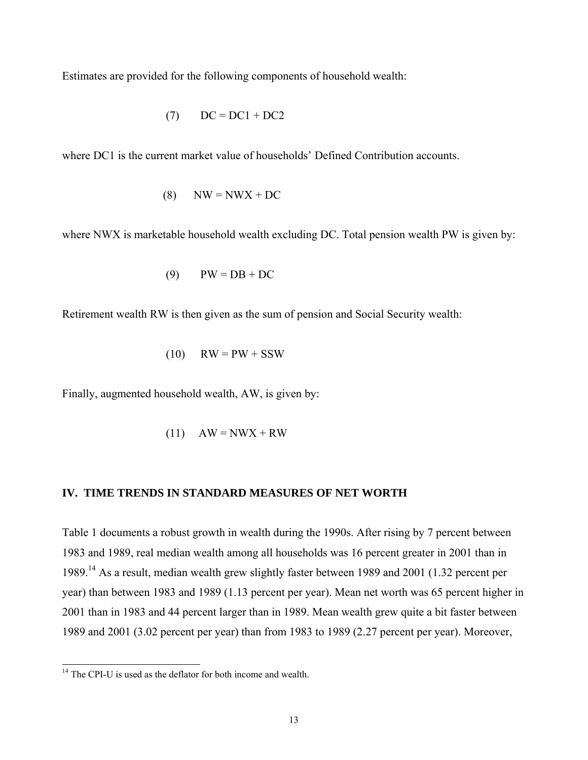Estimates are provided for the following components of household wealth:

$$(7) \qquad DC = DC1 + DC2$$

where DC1 is the current market value of households' Defined Contribution accounts.

$$(8) \qquad NW = NWX + DC$$

where NWX is marketable household wealth excluding DC. Total pension wealth PW is given by:

$$(9) \qquad PW = DB + DC$$

Retirement wealth RW is then given as the sum of pension and Social Security wealth:

$$(10) \qquad RW = PW + SSW$$

Finally, augmented household wealth, AW, is given by:

$$(11) \qquad AW = NWX + RW$$

## IV. TIME TRENDS IN STANDARD MEASURES OF NET WORTH

Table 1 documents a robust growth in wealth during the 1990s. After rising by 7 percent between 1983 and 1989, real median wealth among all households was 16 percent greater in 2001 than in 1989.[14] As a result, median wealth grew slightly faster between 1989 and 2001 (1.32 percent per year) than between 1983 and 1989 (1.13 percent per year). Mean net worth was 65 percent higher in 2001 than in 1983 and 44 percent larger than in 1989. Mean wealth grew quite a bit faster between 1989 and 2001 (3.02 percent per year) than from 1983 to 1989 (2.27 percent per year). Moreover,

[14] The CPI-U is used as the deflator for both income and wealth.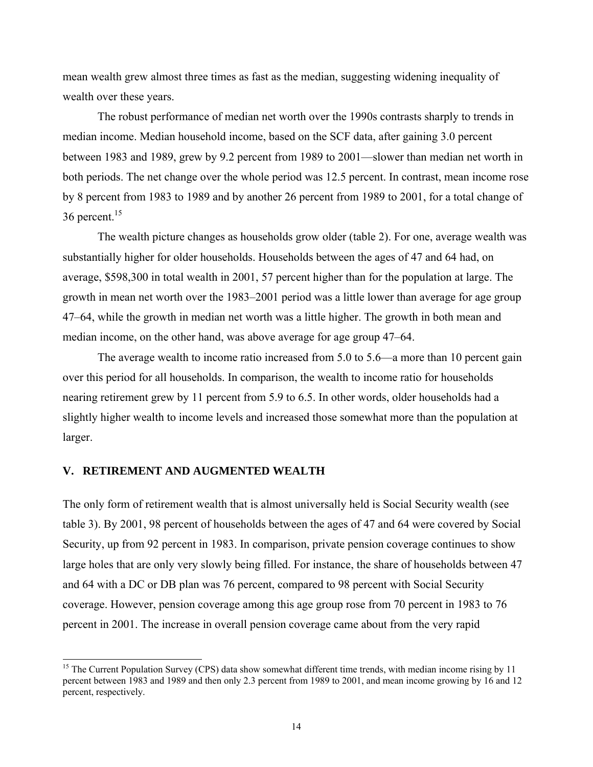mean wealth grew almost three times as fast as the median, suggesting widening inequality of wealth over these years.

The robust performance of median net worth over the 1990s contrasts sharply to trends in median income. Median household income, based on the SCF data, after gaining 3.0 percent between 1983 and 1989, grew by 9.2 percent from 1989 to 2001—slower than median net worth in both periods. The net change over the whole period was 12.5 percent. In contrast, mean income rose by 8 percent from 1983 to 1989 and by another 26 percent from 1989 to 2001, for a total change of 36 percent.[15]

The wealth picture changes as households grow older (table 2). For one, average wealth was substantially higher for older households. Households between the ages of 47 and 64 had, on average, \$598,300 in total wealth in 2001, 57 percent higher than for the population at large. The growth in mean net worth over the 1983–2001 period was a little lower than average for age group 47–64, while the growth in median net worth was a little higher. The growth in both mean and median income, on the other hand, was above average for age group 47–64.

The average wealth to income ratio increased from 5.0 to 5.6—a more than 10 percent gain over this period for all households. In comparison, the wealth to income ratio for households nearing retirement grew by 11 percent from 5.9 to 6.5. In other words, older households had a slightly higher wealth to income levels and increased those somewhat more than the population at larger.

## V. RETIREMENT AND AUGMENTED WEALTH

The only form of retirement wealth that is almost universally held is Social Security wealth (see table 3). By 2001, 98 percent of households between the ages of 47 and 64 were covered by Social Security, up from 92 percent in 1983. In comparison, private pension coverage continues to show large holes that are only very slowly being filled. For instance, the share of households between 47 and 64 with a DC or DB plan was 76 percent, compared to 98 percent with Social Security coverage. However, pension coverage among this age group rose from 70 percent in 1983 to 76 percent in 2001. The increase in overall pension coverage came about from the very rapid

[15] The Current Population Survey (CPS) data show somewhat different time trends, with median income rising by 11 percent between 1983 and 1989 and then only 2.3 percent from 1989 to 2001, and mean income growing by 16 and 12 percent, respectively.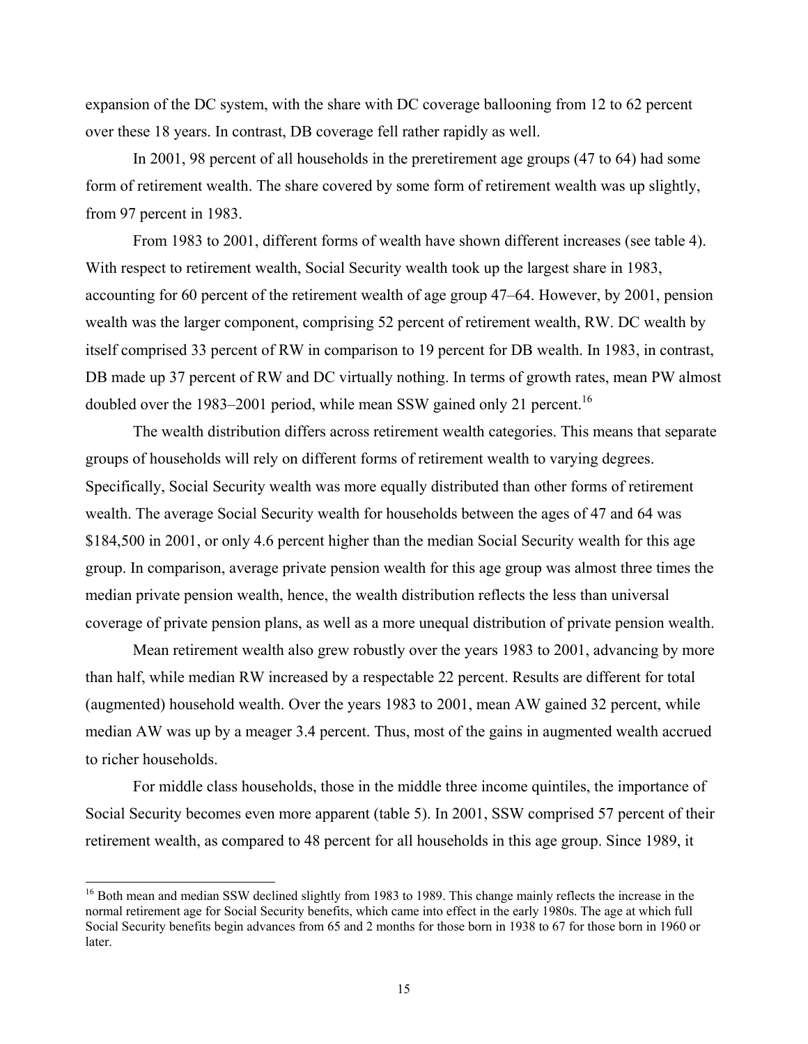expansion of the DC system, with the share with DC coverage ballooning from 12 to 62 percent over these 18 years. In contrast, DB coverage fell rather rapidly as well.

In 2001, 98 percent of all households in the preretirement age groups (47 to 64) had some form of retirement wealth. The share covered by some form of retirement wealth was up slightly, from 97 percent in 1983.

From 1983 to 2001, different forms of wealth have shown different increases (see table 4). With respect to retirement wealth, Social Security wealth took up the largest share in 1983, accounting for 60 percent of the retirement wealth of age group 47–64. However, by 2001, pension wealth was the larger component, comprising 52 percent of retirement wealth, RW. DC wealth by itself comprised 33 percent of RW in comparison to 19 percent for DB wealth. In 1983, in contrast, DB made up 37 percent of RW and DC virtually nothing. In terms of growth rates, mean PW almost doubled over the 1983–2001 period, while mean SSW gained only 21 percent.[16]

The wealth distribution differs across retirement wealth categories. This means that separate groups of households will rely on different forms of retirement wealth to varying degrees. Specifically, Social Security wealth was more equally distributed than other forms of retirement wealth. The average Social Security wealth for households between the ages of 47 and 64 was $184,500 in 2001, or only 4.6 percent higher than the median Social Security wealth for this age group. In comparison, average private pension wealth for this age group was almost three times the median private pension wealth, hence, the wealth distribution reflects the less than universal coverage of private pension plans, as well as a more unequal distribution of private pension wealth.

Mean retirement wealth also grew robustly over the years 1983 to 2001, advancing by more than half, while median RW increased by a respectable 22 percent. Results are different for total (augmented) household wealth. Over the years 1983 to 2001, mean AW gained 32 percent, while median AW was up by a meager 3.4 percent. Thus, most of the gains in augmented wealth accrued to richer households.

For middle class households, those in the middle three income quintiles, the importance of Social Security becomes even more apparent (table 5). In 2001, SSW comprised 57 percent of their retirement wealth, as compared to 48 percent for all households in this age group. Since 1989, it

[16] Both mean and median SSW declined slightly from 1983 to 1989. This change mainly reflects the increase in the normal retirement age for Social Security benefits, which came into effect in the early 1980s. The age at which full Social Security benefits begin advances from 65 and 2 months for those born in 1938 to 67 for those born in 1960 or later.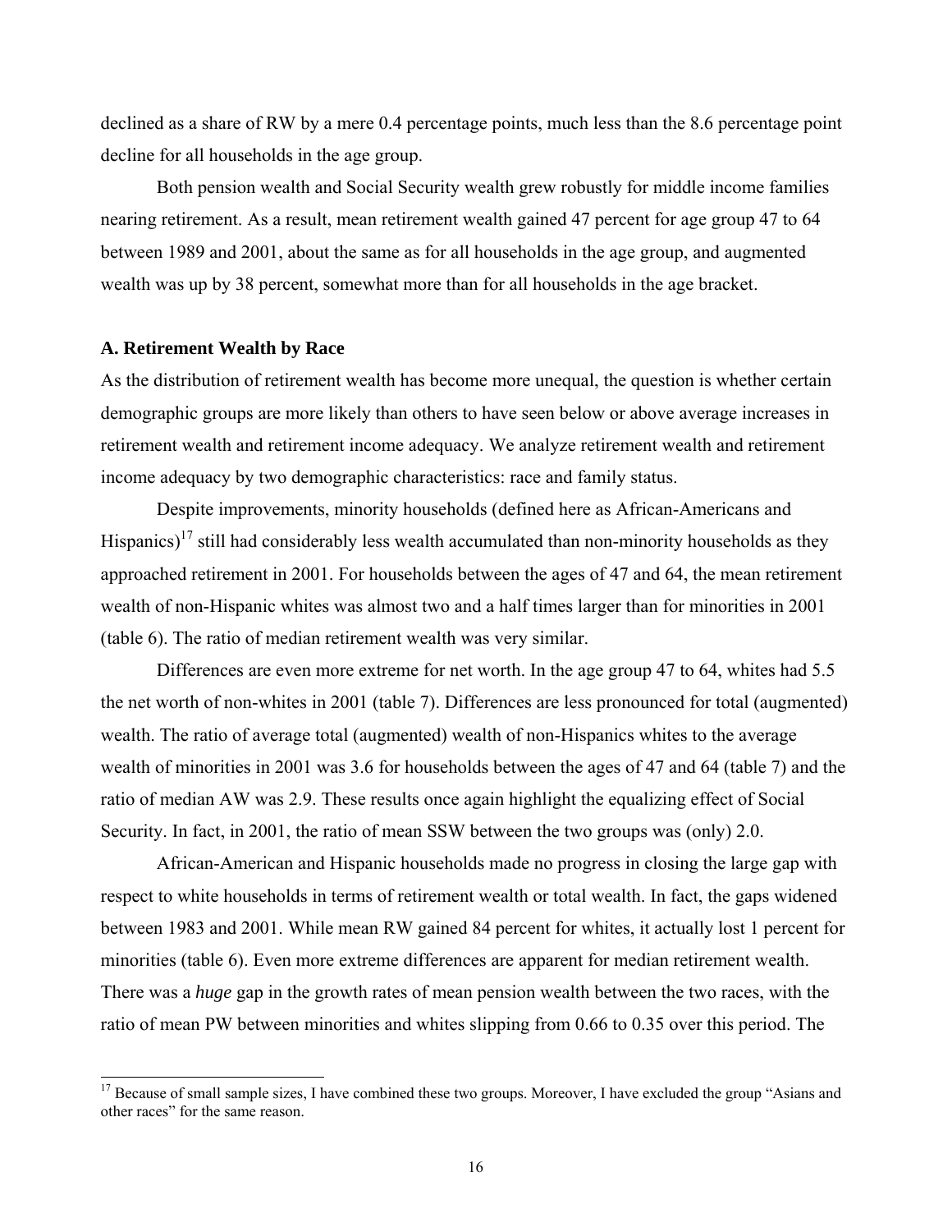declined as a share of RW by a mere 0.4 percentage points, much less than the 8.6 percentage point decline for all households in the age group.

Both pension wealth and Social Security wealth grew robustly for middle income families nearing retirement. As a result, mean retirement wealth gained 47 percent for age group 47 to 64 between 1989 and 2001, about the same as for all households in the age group, and augmented wealth was up by 38 percent, somewhat more than for all households in the age bracket.

### A. Retirement Wealth by Race

As the distribution of retirement wealth has become more unequal, the question is whether certain demographic groups are more likely than others to have seen below or above average increases in retirement wealth and retirement income adequacy. We analyze retirement wealth and retirement income adequacy by two demographic characteristics: race and family status.

Despite improvements, minority households (defined here as African-Americans and Hispanics)[17] still had considerably less wealth accumulated than non-minority households as they approached retirement in 2001. For households between the ages of 47 and 64, the mean retirement wealth of non-Hispanic whites was almost two and a half times larger than for minorities in 2001 (table 6). The ratio of median retirement wealth was very similar.

Differences are even more extreme for net worth. In the age group 47 to 64, whites had 5.5 the net worth of non-whites in 2001 (table 7). Differences are less pronounced for total (augmented) wealth. The ratio of average total (augmented) wealth of non-Hispanics whites to the average wealth of minorities in 2001 was 3.6 for households between the ages of 47 and 64 (table 7) and the ratio of median AW was 2.9. These results once again highlight the equalizing effect of Social Security. In fact, in 2001, the ratio of mean SSW between the two groups was (only) 2.0.

African-American and Hispanic households made no progress in closing the large gap with respect to white households in terms of retirement wealth or total wealth. In fact, the gaps widened between 1983 and 2001. While mean RW gained 84 percent for whites, it actually lost 1 percent for minorities (table 6). Even more extreme differences are apparent for median retirement wealth. There was a *huge* gap in the growth rates of mean pension wealth between the two races, with the ratio of mean PW between minorities and whites slipping from 0.66 to 0.35 over this period. The

[17] Because of small sample sizes, I have combined these two groups. Moreover, I have excluded the group "Asians and other races" for the same reason.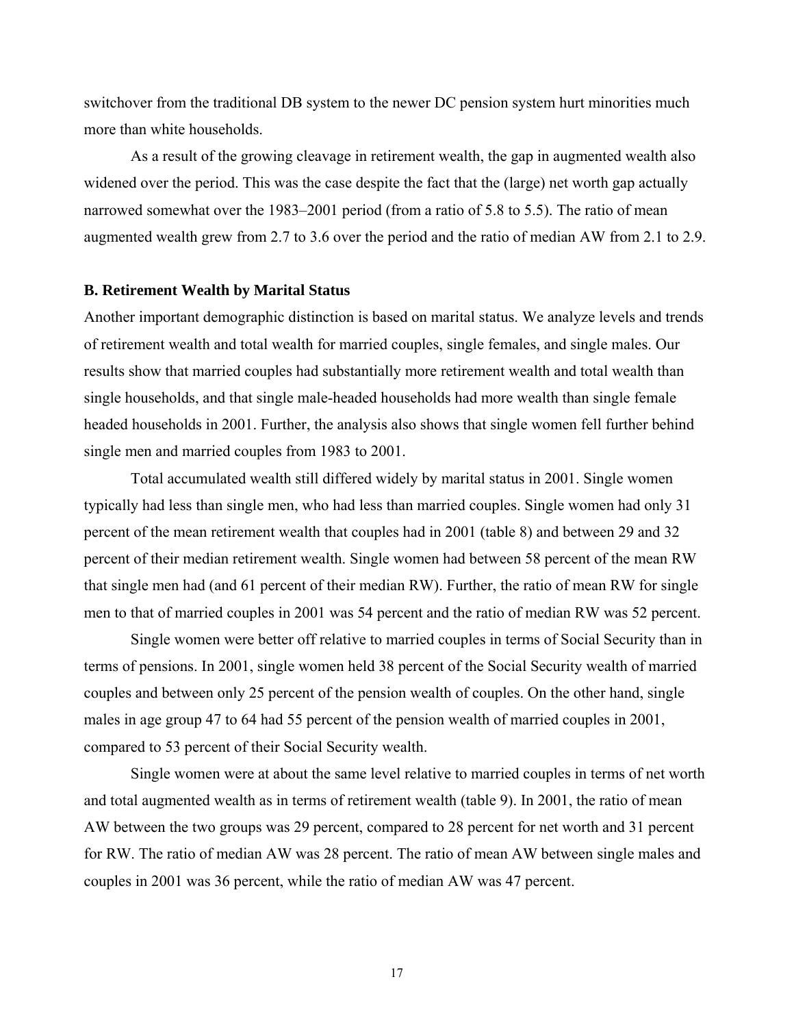switchover from the traditional DB system to the newer DC pension system hurt minorities much more than white households.

As a result of the growing cleavage in retirement wealth, the gap in augmented wealth also widened over the period. This was the case despite the fact that the (large) net worth gap actually narrowed somewhat over the 1983–2001 period (from a ratio of 5.8 to 5.5). The ratio of mean augmented wealth grew from 2.7 to 3.6 over the period and the ratio of median AW from 2.1 to 2.9.

### B. Retirement Wealth by Marital Status

Another important demographic distinction is based on marital status. We analyze levels and trends of retirement wealth and total wealth for married couples, single females, and single males. Our results show that married couples had substantially more retirement wealth and total wealth than single households, and that single male-headed households had more wealth than single female headed households in 2001. Further, the analysis also shows that single women fell further behind single men and married couples from 1983 to 2001.

Total accumulated wealth still differed widely by marital status in 2001. Single women typically had less than single men, who had less than married couples. Single women had only 31 percent of the mean retirement wealth that couples had in 2001 (table 8) and between 29 and 32 percent of their median retirement wealth. Single women had between 58 percent of the mean RW that single men had (and 61 percent of their median RW). Further, the ratio of mean RW for single men to that of married couples in 2001 was 54 percent and the ratio of median RW was 52 percent.

Single women were better off relative to married couples in terms of Social Security than in terms of pensions. In 2001, single women held 38 percent of the Social Security wealth of married couples and between only 25 percent of the pension wealth of couples. On the other hand, single males in age group 47 to 64 had 55 percent of the pension wealth of married couples in 2001, compared to 53 percent of their Social Security wealth.

Single women were at about the same level relative to married couples in terms of net worth and total augmented wealth as in terms of retirement wealth (table 9). In 2001, the ratio of mean AW between the two groups was 29 percent, compared to 28 percent for net worth and 31 percent for RW. The ratio of median AW was 28 percent. The ratio of mean AW between single males and couples in 2001 was 36 percent, while the ratio of median AW was 47 percent.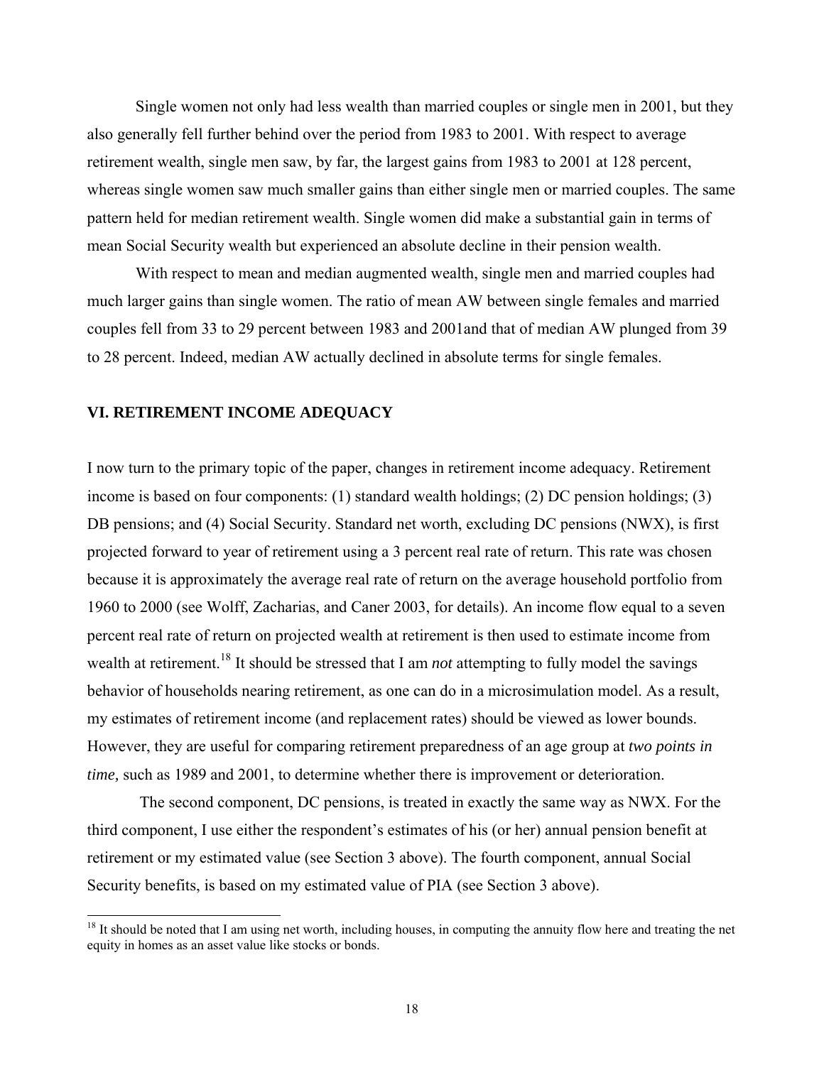Single women not only had less wealth than married couples or single men in 2001, but they also generally fell further behind over the period from 1983 to 2001. With respect to average retirement wealth, single men saw, by far, the largest gains from 1983 to 2001 at 128 percent, whereas single women saw much smaller gains than either single men or married couples. The same pattern held for median retirement wealth. Single women did make a substantial gain in terms of mean Social Security wealth but experienced an absolute decline in their pension wealth.

With respect to mean and median augmented wealth, single men and married couples had much larger gains than single women. The ratio of mean AW between single females and married couples fell from 33 to 29 percent between 1983 and 2001and that of median AW plunged from 39 to 28 percent. Indeed, median AW actually declined in absolute terms for single females.

## VI. RETIREMENT INCOME ADEQUACY

I now turn to the primary topic of the paper, changes in retirement income adequacy. Retirement income is based on four components: (1) standard wealth holdings; (2) DC pension holdings; (3) DB pensions; and (4) Social Security. Standard net worth, excluding DC pensions (NWX), is first projected forward to year of retirement using a 3 percent real rate of return. This rate was chosen because it is approximately the average real rate of return on the average household portfolio from 1960 to 2000 (see Wolff, Zacharias, and Caner 2003, for details). An income flow equal to a seven percent real rate of return on projected wealth at retirement is then used to estimate income from wealth at retirement.[18] It should be stressed that I am *not* attempting to fully model the savings behavior of households nearing retirement, as one can do in a microsimulation model. As a result, my estimates of retirement income (and replacement rates) should be viewed as lower bounds. However, they are useful for comparing retirement preparedness of an age group at *two points in time,* such as 1989 and 2001, to determine whether there is improvement or deterioration.

The second component, DC pensions, is treated in exactly the same way as NWX. For the third component, I use either the respondent's estimates of his (or her) annual pension benefit at retirement or my estimated value (see Section 3 above). The fourth component, annual Social Security benefits, is based on my estimated value of PIA (see Section 3 above).

[18] It should be noted that I am using net worth, including houses, in computing the annuity flow here and treating the net equity in homes as an asset value like stocks or bonds.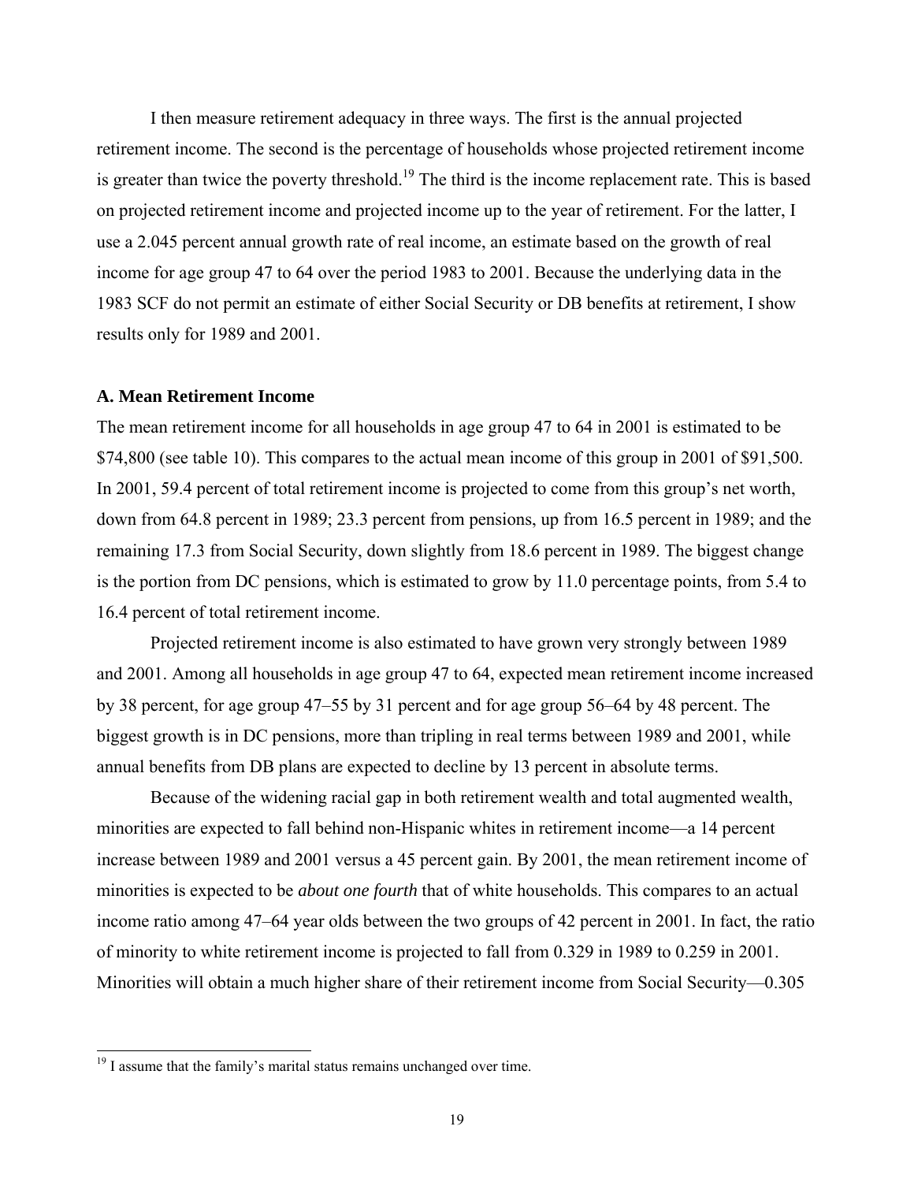I then measure retirement adequacy in three ways. The first is the annual projected retirement income. The second is the percentage of households whose projected retirement income is greater than twice the poverty threshold.[19] The third is the income replacement rate. This is based on projected retirement income and projected income up to the year of retirement. For the latter, I use a 2.045 percent annual growth rate of real income, an estimate based on the growth of real income for age group 47 to 64 over the period 1983 to 2001. Because the underlying data in the 1983 SCF do not permit an estimate of either Social Security or DB benefits at retirement, I show results only for 1989 and 2001.

### A. Mean Retirement Income

The mean retirement income for all households in age group 47 to 64 in 2001 is estimated to be $74,800 (see table 10). This compares to the actual mean income of this group in 2001 of $91,500. In 2001, 59.4 percent of total retirement income is projected to come from this group's net worth, down from 64.8 percent in 1989; 23.3 percent from pensions, up from 16.5 percent in 1989; and the remaining 17.3 from Social Security, down slightly from 18.6 percent in 1989. The biggest change is the portion from DC pensions, which is estimated to grow by 11.0 percentage points, from 5.4 to 16.4 percent of total retirement income.

Projected retirement income is also estimated to have grown very strongly between 1989 and 2001. Among all households in age group 47 to 64, expected mean retirement income increased by 38 percent, for age group 47–55 by 31 percent and for age group 56–64 by 48 percent. The biggest growth is in DC pensions, more than tripling in real terms between 1989 and 2001, while annual benefits from DB plans are expected to decline by 13 percent in absolute terms.

Because of the widening racial gap in both retirement wealth and total augmented wealth, minorities are expected to fall behind non-Hispanic whites in retirement income—a 14 percent increase between 1989 and 2001 versus a 45 percent gain. By 2001, the mean retirement income of minorities is expected to be *about one fourth* that of white households. This compares to an actual income ratio among 47–64 year olds between the two groups of 42 percent in 2001. In fact, the ratio of minority to white retirement income is projected to fall from 0.329 in 1989 to 0.259 in 2001. Minorities will obtain a much higher share of their retirement income from Social Security—0.305

[19] I assume that the family's marital status remains unchanged over time.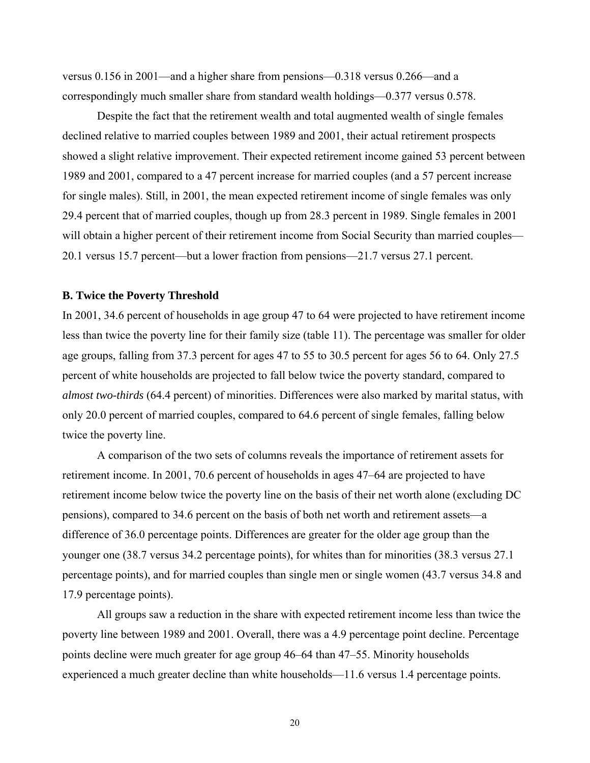versus 0.156 in 2001—and a higher share from pensions—0.318 versus 0.266—and a correspondingly much smaller share from standard wealth holdings—0.377 versus 0.578.

Despite the fact that the retirement wealth and total augmented wealth of single females declined relative to married couples between 1989 and 2001, their actual retirement prospects showed a slight relative improvement. Their expected retirement income gained 53 percent between 1989 and 2001, compared to a 47 percent increase for married couples (and a 57 percent increase for single males). Still, in 2001, the mean expected retirement income of single females was only 29.4 percent that of married couples, though up from 28.3 percent in 1989. Single females in 2001 will obtain a higher percent of their retirement income from Social Security than married couples—20.1 versus 15.7 percent—but a lower fraction from pensions—21.7 versus 27.1 percent.

### B. Twice the Poverty Threshold

In 2001, 34.6 percent of households in age group 47 to 64 were projected to have retirement income less than twice the poverty line for their family size (table 11). The percentage was smaller for older age groups, falling from 37.3 percent for ages 47 to 55 to 30.5 percent for ages 56 to 64. Only 27.5 percent of white households are projected to fall below twice the poverty standard, compared to *almost two-thirds* (64.4 percent) of minorities. Differences were also marked by marital status, with only 20.0 percent of married couples, compared to 64.6 percent of single females, falling below twice the poverty line.

A comparison of the two sets of columns reveals the importance of retirement assets for retirement income. In 2001, 70.6 percent of households in ages 47–64 are projected to have retirement income below twice the poverty line on the basis of their net worth alone (excluding DC pensions), compared to 34.6 percent on the basis of both net worth and retirement assets—a difference of 36.0 percentage points. Differences are greater for the older age group than the younger one (38.7 versus 34.2 percentage points), for whites than for minorities (38.3 versus 27.1 percentage points), and for married couples than single men or single women (43.7 versus 34.8 and 17.9 percentage points).

All groups saw a reduction in the share with expected retirement income less than twice the poverty line between 1989 and 2001. Overall, there was a 4.9 percentage point decline. Percentage points decline were much greater for age group 46–64 than 47–55. Minority households experienced a much greater decline than white households—11.6 versus 1.4 percentage points.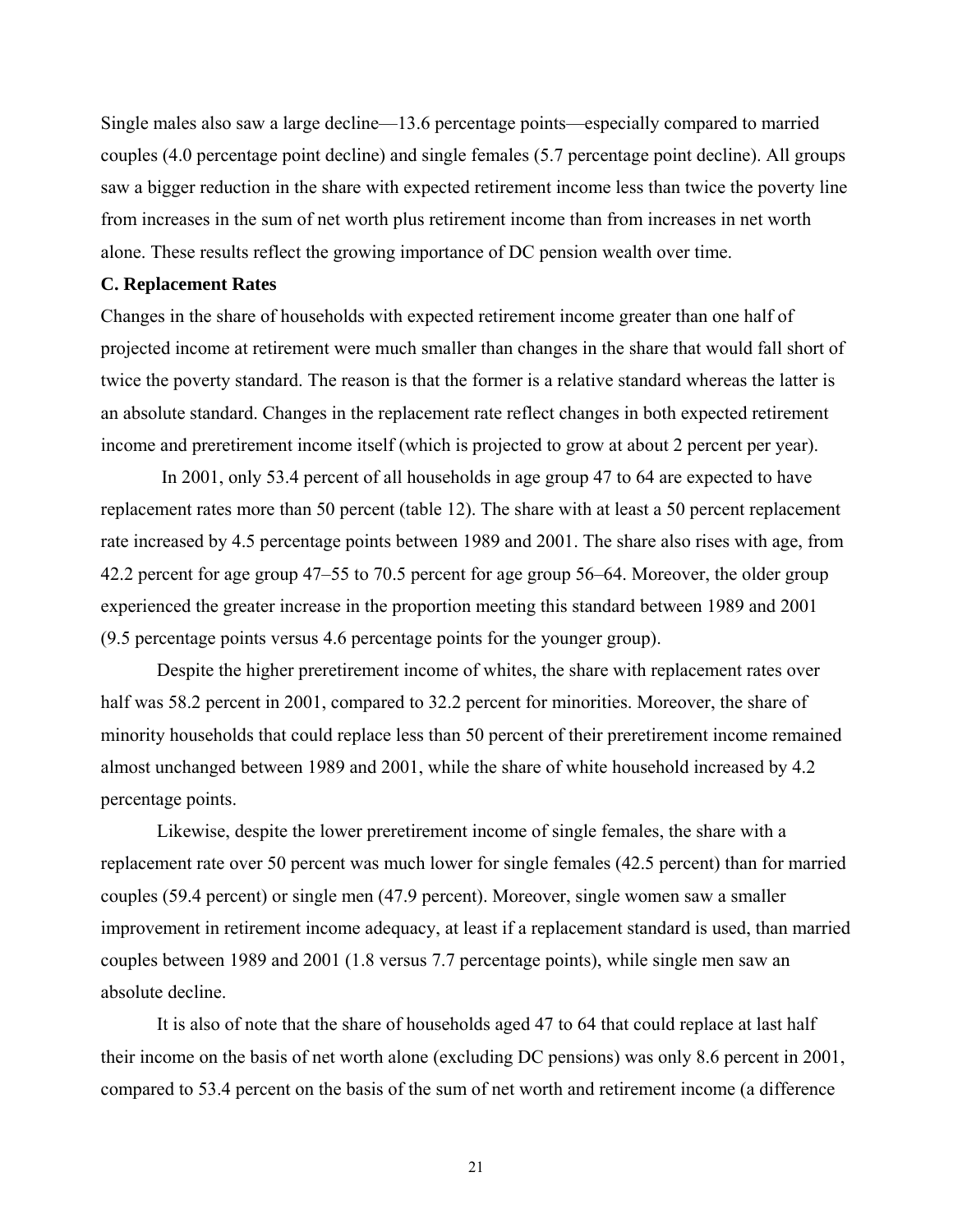Single males also saw a large decline—13.6 percentage points—especially compared to married couples (4.0 percentage point decline) and single females (5.7 percentage point decline). All groups saw a bigger reduction in the share with expected retirement income less than twice the poverty line from increases in the sum of net worth plus retirement income than from increases in net worth alone. These results reflect the growing importance of DC pension wealth over time.

### C. Replacement Rates

Changes in the share of households with expected retirement income greater than one half of projected income at retirement were much smaller than changes in the share that would fall short of twice the poverty standard. The reason is that the former is a relative standard whereas the latter is an absolute standard. Changes in the replacement rate reflect changes in both expected retirement income and preretirement income itself (which is projected to grow at about 2 percent per year).

In 2001, only 53.4 percent of all households in age group 47 to 64 are expected to have replacement rates more than 50 percent (table 12). The share with at least a 50 percent replacement rate increased by 4.5 percentage points between 1989 and 2001. The share also rises with age, from 42.2 percent for age group 47–55 to 70.5 percent for age group 56–64. Moreover, the older group experienced the greater increase in the proportion meeting this standard between 1989 and 2001 (9.5 percentage points versus 4.6 percentage points for the younger group).

Despite the higher preretirement income of whites, the share with replacement rates over half was 58.2 percent in 2001, compared to 32.2 percent for minorities. Moreover, the share of minority households that could replace less than 50 percent of their preretirement income remained almost unchanged between 1989 and 2001, while the share of white household increased by 4.2 percentage points.

Likewise, despite the lower preretirement income of single females, the share with a replacement rate over 50 percent was much lower for single females (42.5 percent) than for married couples (59.4 percent) or single men (47.9 percent). Moreover, single women saw a smaller improvement in retirement income adequacy, at least if a replacement standard is used, than married couples between 1989 and 2001 (1.8 versus 7.7 percentage points), while single men saw an absolute decline.

It is also of note that the share of households aged 47 to 64 that could replace at last half their income on the basis of net worth alone (excluding DC pensions) was only 8.6 percent in 2001, compared to 53.4 percent on the basis of the sum of net worth and retirement income (a difference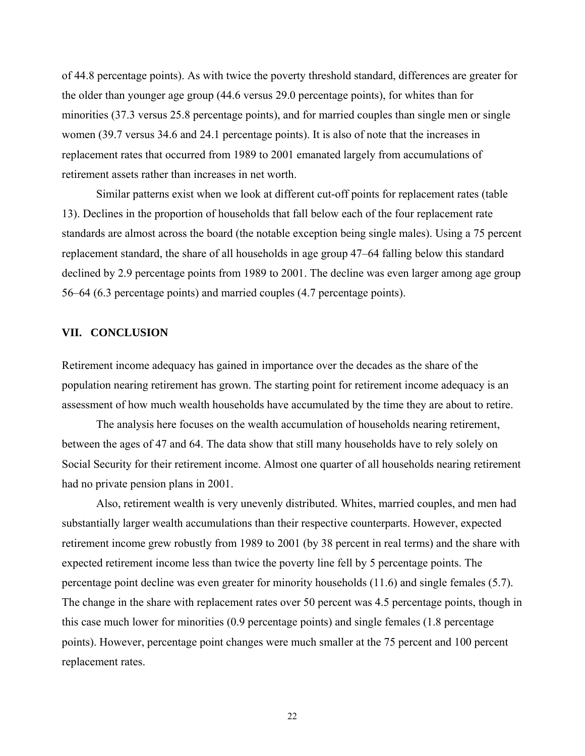of 44.8 percentage points). As with twice the poverty threshold standard, differences are greater for the older than younger age group (44.6 versus 29.0 percentage points), for whites than for minorities (37.3 versus 25.8 percentage points), and for married couples than single men or single women (39.7 versus 34.6 and 24.1 percentage points). It is also of note that the increases in replacement rates that occurred from 1989 to 2001 emanated largely from accumulations of retirement assets rather than increases in net worth.

Similar patterns exist when we look at different cut-off points for replacement rates (table 13). Declines in the proportion of households that fall below each of the four replacement rate standards are almost across the board (the notable exception being single males). Using a 75 percent replacement standard, the share of all households in age group 47–64 falling below this standard declined by 2.9 percentage points from 1989 to 2001. The decline was even larger among age group 56–64 (6.3 percentage points) and married couples (4.7 percentage points).

## VII. CONCLUSION

Retirement income adequacy has gained in importance over the decades as the share of the population nearing retirement has grown. The starting point for retirement income adequacy is an assessment of how much wealth households have accumulated by the time they are about to retire.

The analysis here focuses on the wealth accumulation of households nearing retirement, between the ages of 47 and 64. The data show that still many households have to rely solely on Social Security for their retirement income. Almost one quarter of all households nearing retirement had no private pension plans in 2001.

Also, retirement wealth is very unevenly distributed. Whites, married couples, and men had substantially larger wealth accumulations than their respective counterparts. However, expected retirement income grew robustly from 1989 to 2001 (by 38 percent in real terms) and the share with expected retirement income less than twice the poverty line fell by 5 percentage points. The percentage point decline was even greater for minority households (11.6) and single females (5.7). The change in the share with replacement rates over 50 percent was 4.5 percentage points, though in this case much lower for minorities (0.9 percentage points) and single females (1.8 percentage points). However, percentage point changes were much smaller at the 75 percent and 100 percent replacement rates.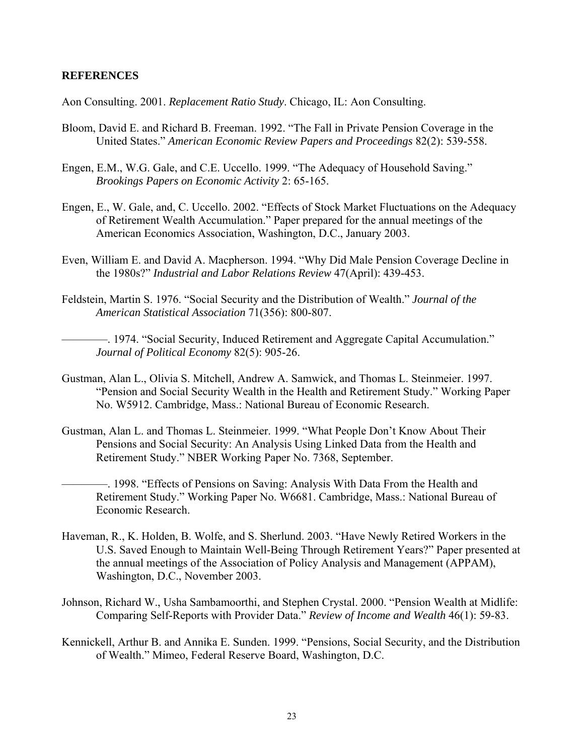## REFERENCES

Aon Consulting. 2001. *Replacement Ratio Study*. Chicago, IL: Aon Consulting.

Bloom, David E. and Richard B. Freeman. 1992. "The Fall in Private Pension Coverage in the United States." *American Economic Review Papers and Proceedings* 82(2): 539-558.

Engen, E.M., W.G. Gale, and C.E. Uccello. 1999. "The Adequacy of Household Saving." *Brookings Papers on Economic Activity* 2: 65-165.

Engen, E., W. Gale, and, C. Uccello. 2002. "Effects of Stock Market Fluctuations on the Adequacy of Retirement Wealth Accumulation." Paper prepared for the annual meetings of the American Economics Association, Washington, D.C., January 2003.

Even, William E. and David A. Macpherson. 1994. "Why Did Male Pension Coverage Decline in the 1980s?" *Industrial and Labor Relations Review* 47(April): 439-453.

Feldstein, Martin S. 1976. "Social Security and the Distribution of Wealth." *Journal of the American Statistical Association* 71(356): 800-807.

————. 1974. "Social Security, Induced Retirement and Aggregate Capital Accumulation." *Journal of Political Economy* 82(5): 905-26.

Gustman, Alan L., Olivia S. Mitchell, Andrew A. Samwick, and Thomas L. Steinmeier. 1997. "Pension and Social Security Wealth in the Health and Retirement Study." Working Paper No. W5912. Cambridge, Mass.: National Bureau of Economic Research.

Gustman, Alan L. and Thomas L. Steinmeier. 1999. "What People Don't Know About Their Pensions and Social Security: An Analysis Using Linked Data from the Health and Retirement Study." NBER Working Paper No. 7368, September.

————. 1998. "Effects of Pensions on Saving: Analysis With Data From the Health and Retirement Study." Working Paper No. W6681. Cambridge, Mass.: National Bureau of Economic Research.

Haveman, R., K. Holden, B. Wolfe, and S. Sherlund. 2003. "Have Newly Retired Workers in the U.S. Saved Enough to Maintain Well-Being Through Retirement Years?" Paper presented at the annual meetings of the Association of Policy Analysis and Management (APPAM), Washington, D.C., November 2003.

Johnson, Richard W., Usha Sambamoorthi, and Stephen Crystal. 2000. "Pension Wealth at Midlife: Comparing Self-Reports with Provider Data." *Review of Income and Wealth* 46(1): 59-83.

Kennickell, Arthur B. and Annika E. Sunden. 1999. "Pensions, Social Security, and the Distribution of Wealth." Mimeo, Federal Reserve Board, Washington, D.C.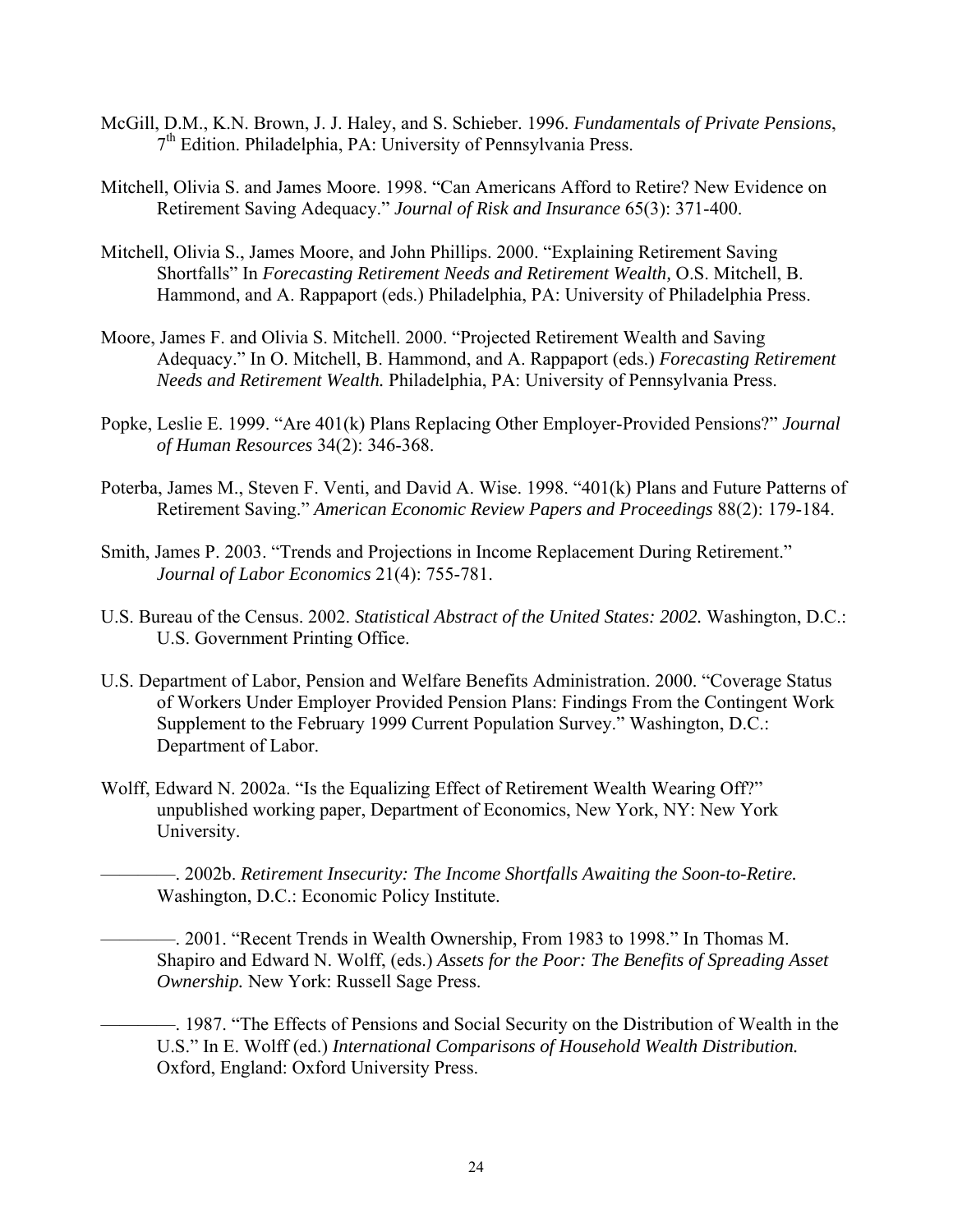McGill, D.M., K.N. Brown, J. J. Haley, and S. Schieber. 1996. *Fundamentals of Private Pensions*, 7th Edition. Philadelphia, PA: University of Pennsylvania Press.

Mitchell, Olivia S. and James Moore. 1998. "Can Americans Afford to Retire? New Evidence on Retirement Saving Adequacy." *Journal of Risk and Insurance* 65(3): 371-400.

Mitchell, Olivia S., James Moore, and John Phillips. 2000. "Explaining Retirement Saving Shortfalls" In *Forecasting Retirement Needs and Retirement Wealth,* O.S. Mitchell, B. Hammond, and A. Rappaport (eds.) Philadelphia, PA: University of Philadelphia Press.

Moore, James F. and Olivia S. Mitchell. 2000. "Projected Retirement Wealth and Saving Adequacy." In O. Mitchell, B. Hammond, and A. Rappaport (eds.) *Forecasting Retirement Needs and Retirement Wealth.* Philadelphia, PA: University of Pennsylvania Press.

Popke, Leslie E. 1999. "Are 401(k) Plans Replacing Other Employer-Provided Pensions?" *Journal of Human Resources* 34(2): 346-368.

Poterba, James M., Steven F. Venti, and David A. Wise. 1998. "401(k) Plans and Future Patterns of Retirement Saving." *American Economic Review Papers and Proceedings* 88(2): 179-184.

Smith, James P. 2003. "Trends and Projections in Income Replacement During Retirement." *Journal of Labor Economics* 21(4): 755-781.

U.S. Bureau of the Census. 2002. *Statistical Abstract of the United States: 2002.* Washington, D.C.: U.S. Government Printing Office.

U.S. Department of Labor, Pension and Welfare Benefits Administration. 2000. "Coverage Status of Workers Under Employer Provided Pension Plans: Findings From the Contingent Work Supplement to the February 1999 Current Population Survey." Washington, D.C.: Department of Labor.

Wolff, Edward N. 2002a. "Is the Equalizing Effect of Retirement Wealth Wearing Off?" unpublished working paper, Department of Economics, New York, NY: New York University.

————. 2002b. *Retirement Insecurity: The Income Shortfalls Awaiting the Soon-to-Retire.* Washington, D.C.: Economic Policy Institute.

————. 2001. "Recent Trends in Wealth Ownership, From 1983 to 1998." In Thomas M. Shapiro and Edward N. Wolff, (eds.) *Assets for the Poor: The Benefits of Spreading Asset Ownership.* New York: Russell Sage Press.

————. 1987. "The Effects of Pensions and Social Security on the Distribution of Wealth in the U.S." In E. Wolff (ed.) *International Comparisons of Household Wealth Distribution.* Oxford, England: Oxford University Press.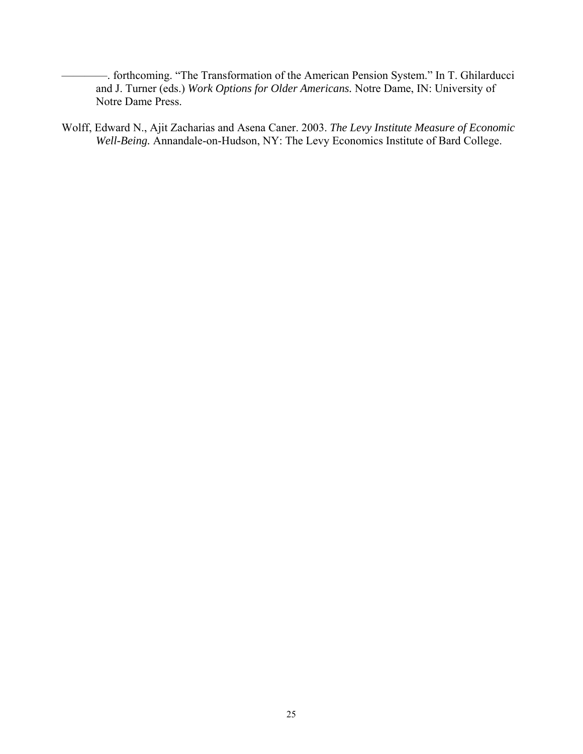————. forthcoming. “The Transformation of the American Pension System.” In T. Ghilarducci and J. Turner (eds.) *Work Options for Older Americans.* Notre Dame, IN: University of Notre Dame Press.

Wolff, Edward N., Ajit Zacharias and Asena Caner. 2003. *The Levy Institute Measure of Economic Well-Being.* Annandale-on-Hudson, NY: The Levy Economics Institute of Bard College.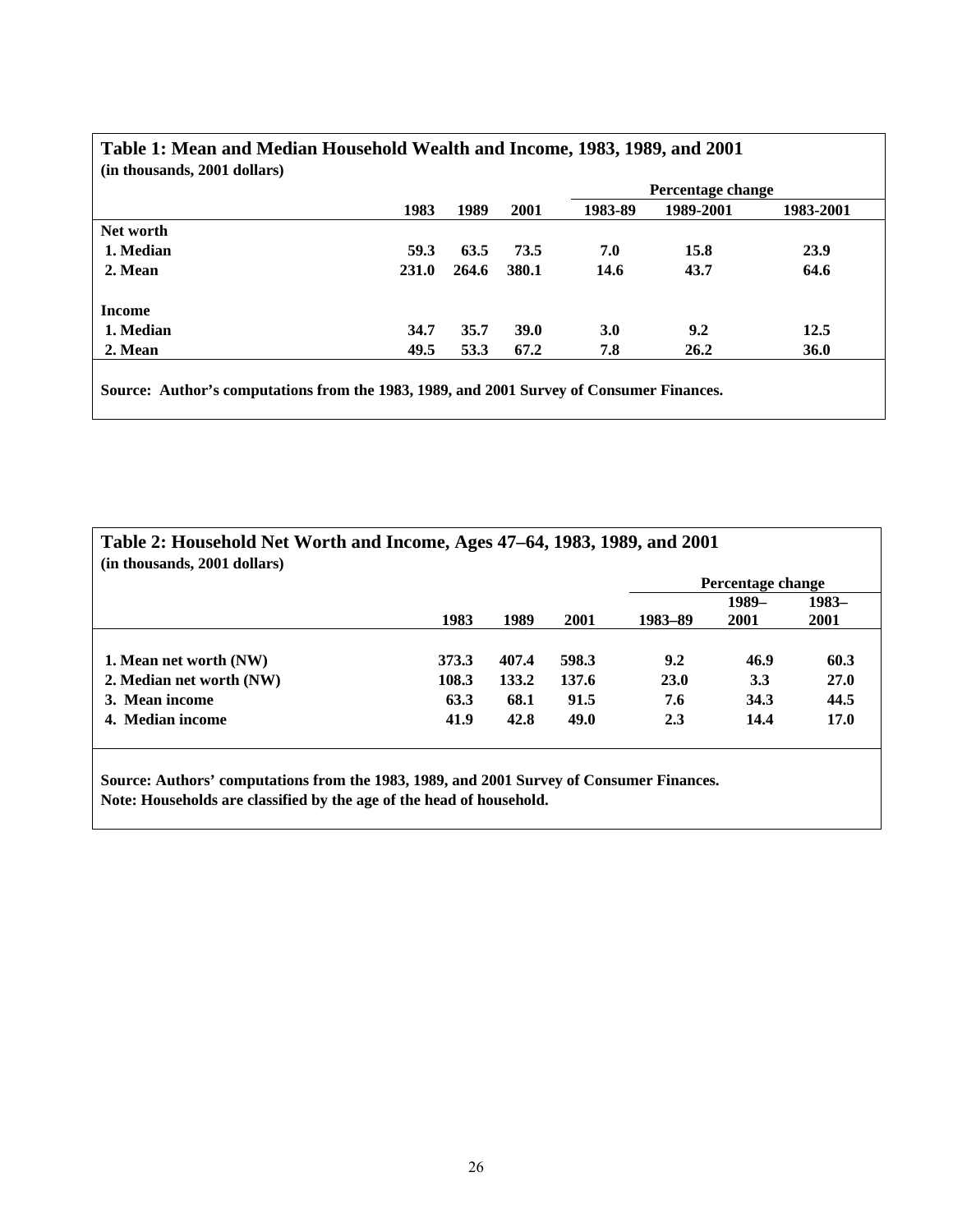**Table 1: Mean and Median Household Wealth and Income, 1983, 1989, and 2001**
**(in thousands, 2001 dollars)**

| | 1983 | 1989 | 2001 | Percentage change 1983-89 | Percentage change 1989-2001 | Percentage change 1983-2001 |
|---|---|---|---|---|---|---|
| **Net worth** | | | | | | |
| **1. Median** | **59.3** | **63.5** | **73.5** | **7.0** | **15.8** | **23.9** |
| **2. Mean** | **231.0** | **264.6** | **380.1** | **14.6** | **43.7** | **64.6** |
| **Income** | | | | | | |
| **1. Median** | **34.7** | **35.7** | **39.0** | **3.0** | **9.2** | **12.5** |
| **2. Mean** | **49.5** | **53.3** | **67.2** | **7.8** | **26.2** | **36.0** |

**Source: Author's computations from the 1983, 1989, and 2001 Survey of Consumer Finances.**

**Table 2: Household Net Worth and Income, Ages 47–64, 1983, 1989, and 2001**
**(in thousands, 2001 dollars)**

| | 1983 | 1989 | 2001 | Percentage change 1983–89 | Percentage change 1989–2001 | Percentage change 1983–2001 |
|---|---|---|---|---|---|---|
| **1. Mean net worth (NW)** | **373.3** | **407.4** | **598.3** | **9.2** | **46.9** | **60.3** |
| **2. Median net worth (NW)** | **108.3** | **133.2** | **137.6** | **23.0** | **3.3** | **27.0** |
| **3. Mean income** | **63.3** | **68.1** | **91.5** | **7.6** | **34.3** | **44.5** |
| **4. Median income** | **41.9** | **42.8** | **49.0** | **2.3** | **14.4** | **17.0** |

**Source: Authors' computations from the 1983, 1989, and 2001 Survey of Consumer Finances.**
**Note: Households are classified by the age of the head of household.**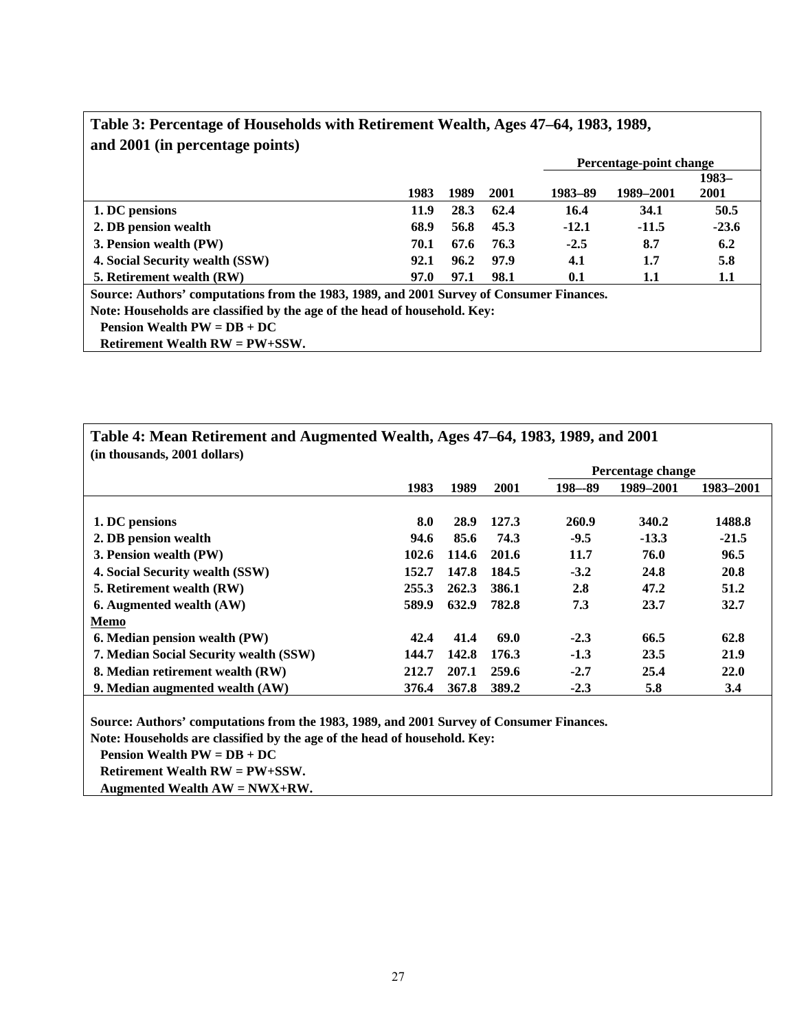## Table 3: Percentage of Households with Retirement Wealth, Ages 47–64, 1983, 1989, and 2001 (in percentage points)

| | 1983 | 1989 | 2001 | Percentage-point change 1983–89 | 1989–2001 | 1983–2001 |
|---|---|---|---|---|---|---|
| 1. DC pensions | 11.9 | 28.3 | 62.4 | 16.4 | 34.1 | 50.5 |
| 2. DB pension wealth | 68.9 | 56.8 | 45.3 | -12.1 | -11.5 | -23.6 |
| 3. Pension wealth (PW) | 70.1 | 67.6 | 76.3 | -2.5 | 8.7 | 6.2 |
| 4. Social Security wealth (SSW) | 92.1 | 96.2 | 97.9 | 4.1 | 1.7 | 5.8 |
| 5. Retirement wealth (RW) | 97.0 | 97.1 | 98.1 | 0.1 | 1.1 | 1.1 |

**Source: Authors' computations from the 1983, 1989, and 2001 Survey of Consumer Finances.**
**Note: Households are classified by the age of the head of household. Key:**
**Pension Wealth PW = DB + DC**
**Retirement Wealth RW = PW+SSW.**

## Table 4: Mean Retirement and Augmented Wealth, Ages 47–64, 1983, 1989, and 2001
**(in thousands, 2001 dollars)**

| | 1983 | 1989 | 2001 | Percentage change 198–-89 | 1989–2001 | 1983–2001 |
|---|---|---|---|---|---|---|
| 1. DC pensions | 8.0 | 28.9 | 127.3 | 260.9 | 340.2 | 1488.8 |
| 2. DB pension wealth | 94.6 | 85.6 | 74.3 | -9.5 | -13.3 | -21.5 |
| 3. Pension wealth (PW) | 102.6 | 114.6 | 201.6 | 11.7 | 76.0 | 96.5 |
| 4. Social Security wealth (SSW) | 152.7 | 147.8 | 184.5 | -3.2 | 24.8 | 20.8 |
| 5. Retirement wealth (RW) | 255.3 | 262.3 | 386.1 | 2.8 | 47.2 | 51.2 |
| 6. Augmented wealth (AW) | 589.9 | 632.9 | 782.8 | 7.3 | 23.7 | 32.7 |
| <u>Memo</u> | | | | | | |
| 6. Median pension wealth (PW) | 42.4 | 41.4 | 69.0 | -2.3 | 66.5 | 62.8 |
| 7. Median Social Security wealth (SSW) | 144.7 | 142.8 | 176.3 | -1.3 | 23.5 | 21.9 |
| 8. Median retirement wealth (RW) | 212.7 | 207.1 | 259.6 | -2.7 | 25.4 | 22.0 |
| 9. Median augmented wealth (AW) | 376.4 | 367.8 | 389.2 | -2.3 | 5.8 | 3.4 |

**Source: Authors' computations from the 1983, 1989, and 2001 Survey of Consumer Finances.**
**Note: Households are classified by the age of the head of household. Key:**
**Pension Wealth PW = DB + DC**
**Retirement Wealth RW = PW+SSW.**
**Augmented Wealth AW = NWX+RW.**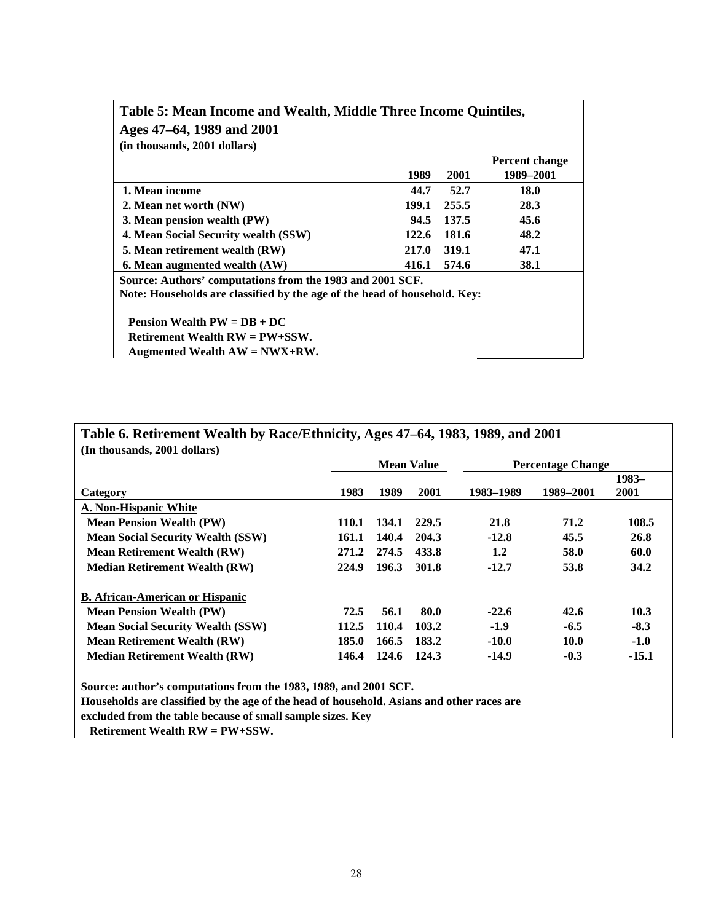**Table 5: Mean Income and Wealth, Middle Three Income Quintiles, Ages 47–64, 1989 and 2001**
**(in thousands, 2001 dollars)**

| | 1989 | 2001 | Percent change 1989–2001 |
|---|---|---|---|
| 1. Mean income | 44.7 | 52.7 | 18.0 |
| 2. Mean net worth (NW) | 199.1 | 255.5 | 28.3 |
| 3. Mean pension wealth (PW) | 94.5 | 137.5 | 45.6 |
| 4. Mean Social Security wealth (SSW) | 122.6 | 181.6 | 48.2 |
| 5. Mean retirement wealth (RW) | 217.0 | 319.1 | 47.1 |
| 6. Mean augmented wealth (AW) | 416.1 | 574.6 | 38.1 |

Source: Authors' computations from the 1983 and 2001 SCF.
Note: Households are classified by the age of the head of household. Key:

Pension Wealth PW = DB + DC
Retirement Wealth RW = PW+SSW.
Augmented Wealth AW = NWX+RW.

**Table 6. Retirement Wealth by Race/Ethnicity, Ages 47–64, 1983, 1989, and 2001**
**(In thousands, 2001 dollars)**

| | Mean Value | | | Percentage Change | | |
|---|---|---|---|---|---|---|
| Category | 1983 | 1989 | 2001 | 1983–1989 | 1989–2001 | 1983–2001 |
| **A. Non-Hispanic White** | | | | | | |
| Mean Pension Wealth (PW) | 110.1 | 134.1 | 229.5 | 21.8 | 71.2 | 108.5 |
| Mean Social Security Wealth (SSW) | 161.1 | 140.4 | 204.3 | -12.8 | 45.5 | 26.8 |
| Mean Retirement Wealth (RW) | 271.2 | 274.5 | 433.8 | 1.2 | 58.0 | 60.0 |
| Median Retirement Wealth (RW) | 224.9 | 196.3 | 301.8 | -12.7 | 53.8 | 34.2 |
| **B. African-American or Hispanic** | | | | | | |
| Mean Pension Wealth (PW) | 72.5 | 56.1 | 80.0 | -22.6 | 42.6 | 10.3 |
| Mean Social Security Wealth (SSW) | 112.5 | 110.4 | 103.2 | -1.9 | -6.5 | -8.3 |
| Mean Retirement Wealth (RW) | 185.0 | 166.5 | 183.2 | -10.0 | 10.0 | -1.0 |
| Median Retirement Wealth (RW) | 146.4 | 124.6 | 124.3 | -14.9 | -0.3 | -15.1 |

Source: author's computations from the 1983, 1989, and 2001 SCF.
Households are classified by the age of the head of household. Asians and other races are excluded from the table because of small sample sizes. Key
Retirement Wealth RW = PW+SSW.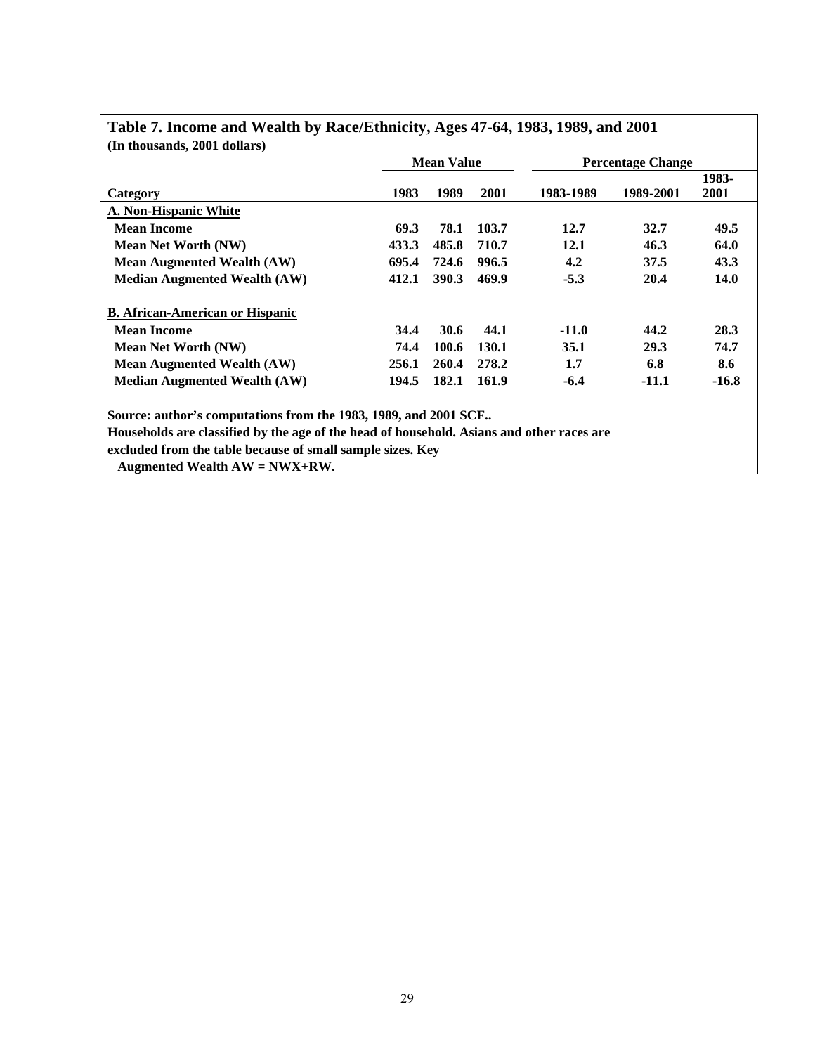## Table 7. Income and Wealth by Race/Ethnicity, Ages 47-64, 1983, 1989, and 2001

**(In thousands, 2001 dollars)**

| | Mean Value | | | Percentage Change | | |
|---|---|---|---|---|---|---|
| **Category** | **1983** | **1989** | **2001** | **1983-1989** | **1989-2001** | **1983-2001** |
| **A. Non-Hispanic White** | | | | | | |
| **Mean Income** | 69.3 | 78.1 | 103.7 | 12.7 | 32.7 | 49.5 |
| **Mean Net Worth (NW)** | 433.3 | 485.8 | 710.7 | 12.1 | 46.3 | 64.0 |
| **Mean Augmented Wealth (AW)** | 695.4 | 724.6 | 996.5 | 4.2 | 37.5 | 43.3 |
| **Median Augmented Wealth (AW)** | 412.1 | 390.3 | 469.9 | -5.3 | 20.4 | 14.0 |
| **B. African-American or Hispanic** | | | | | | |
| **Mean Income** | 34.4 | 30.6 | 44.1 | -11.0 | 44.2 | 28.3 |
| **Mean Net Worth (NW)** | 74.4 | 100.6 | 130.1 | 35.1 | 29.3 | 74.7 |
| **Mean Augmented Wealth (AW)** | 256.1 | 260.4 | 278.2 | 1.7 | 6.8 | 8.6 |
| **Median Augmented Wealth (AW)** | 194.5 | 182.1 | 161.9 | -6.4 | -11.1 | -16.8 |

**Source: author's computations from the 1983, 1989, and 2001 SCF..**
**Households are classified by the age of the head of household. Asians and other races are excluded from the table because of small sample sizes. Key**
**Augmented Wealth AW = NWX+RW.**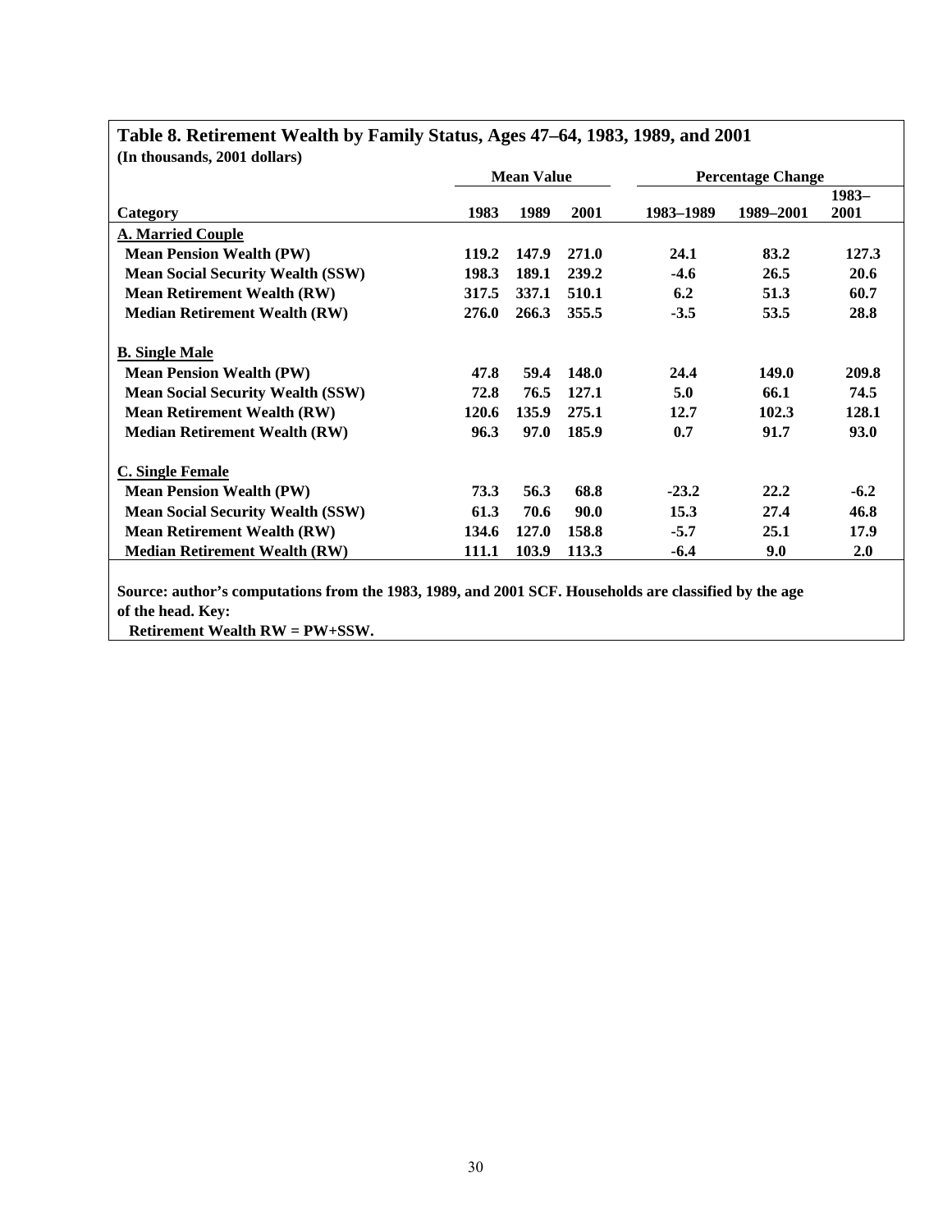**Table 8. Retirement Wealth by Family Status, Ages 47–64, 1983, 1989, and 2001**
**(In thousands, 2001 dollars)**

| Category | Mean Value | | | Percentage Change | | |
|---|---|---|---|---|---|---|
| | 1983 | 1989 | 2001 | 1983–1989 | 1989–2001 | 1983–2001 |
| **A. Married Couple** | | | | | | |
| Mean Pension Wealth (PW) | 119.2 | 147.9 | 271.0 | 24.1 | 83.2 | 127.3 |
| Mean Social Security Wealth (SSW) | 198.3 | 189.1 | 239.2 | -4.6 | 26.5 | 20.6 |
| Mean Retirement Wealth (RW) | 317.5 | 337.1 | 510.1 | 6.2 | 51.3 | 60.7 |
| Median Retirement Wealth (RW) | 276.0 | 266.3 | 355.5 | -3.5 | 53.5 | 28.8 |
| **B. Single Male** | | | | | | |
| Mean Pension Wealth (PW) | 47.8 | 59.4 | 148.0 | 24.4 | 149.0 | 209.8 |
| Mean Social Security Wealth (SSW) | 72.8 | 76.5 | 127.1 | 5.0 | 66.1 | 74.5 |
| Mean Retirement Wealth (RW) | 120.6 | 135.9 | 275.1 | 12.7 | 102.3 | 128.1 |
| Median Retirement Wealth (RW) | 96.3 | 97.0 | 185.9 | 0.7 | 91.7 | 93.0 |
| **C. Single Female** | | | | | | |
| Mean Pension Wealth (PW) | 73.3 | 56.3 | 68.8 | -23.2 | 22.2 | -6.2 |
| Mean Social Security Wealth (SSW) | 61.3 | 70.6 | 90.0 | 15.3 | 27.4 | 46.8 |
| Mean Retirement Wealth (RW) | 134.6 | 127.0 | 158.8 | -5.7 | 25.1 | 17.9 |
| Median Retirement Wealth (RW) | 111.1 | 103.9 | 113.3 | -6.4 | 9.0 | 2.0 |

Source: author's computations from the 1983, 1989, and 2001 SCF. Households are classified by the age of the head. Key:
Retirement Wealth RW = PW+SSW.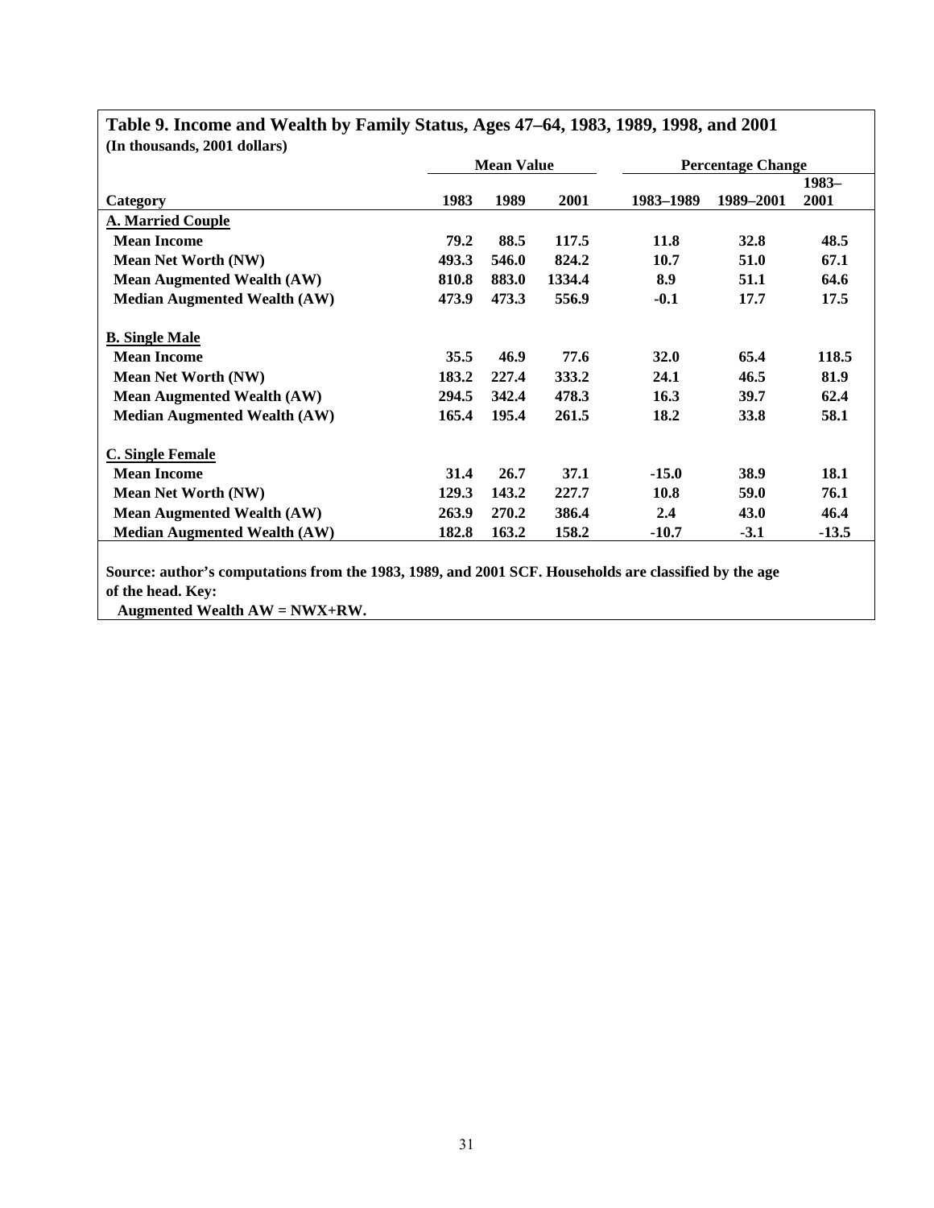## Table 9. Income and Wealth by Family Status, Ages 47–64, 1983, 1989, 1998, and 2001

**(In thousands, 2001 dollars)**

| | Mean Value | | | Percentage Change | | |
|---|---|---|---|---|---|---|
| **Category** | **1983** | **1989** | **2001** | **1983–1989** | **1989–2001** | **1983–2001** |
| **A. Married Couple** | | | | | | |
| Mean Income | 79.2 | 88.5 | 117.5 | 11.8 | 32.8 | 48.5 |
| Mean Net Worth (NW) | 493.3 | 546.0 | 824.2 | 10.7 | 51.0 | 67.1 |
| Mean Augmented Wealth (AW) | 810.8 | 883.0 | 1334.4 | 8.9 | 51.1 | 64.6 |
| Median Augmented Wealth (AW) | 473.9 | 473.3 | 556.9 | -0.1 | 17.7 | 17.5 |
| **B. Single Male** | | | | | | |
| Mean Income | 35.5 | 46.9 | 77.6 | 32.0 | 65.4 | 118.5 |
| Mean Net Worth (NW) | 183.2 | 227.4 | 333.2 | 24.1 | 46.5 | 81.9 |
| Mean Augmented Wealth (AW) | 294.5 | 342.4 | 478.3 | 16.3 | 39.7 | 62.4 |
| Median Augmented Wealth (AW) | 165.4 | 195.4 | 261.5 | 18.2 | 33.8 | 58.1 |
| **C. Single Female** | | | | | | |
| Mean Income | 31.4 | 26.7 | 37.1 | -15.0 | 38.9 | 18.1 |
| Mean Net Worth (NW) | 129.3 | 143.2 | 227.7 | 10.8 | 59.0 | 76.1 |
| Mean Augmented Wealth (AW) | 263.9 | 270.2 | 386.4 | 2.4 | 43.0 | 46.4 |
| Median Augmented Wealth (AW) | 182.8 | 163.2 | 158.2 | -10.7 | -3.1 | -13.5 |

Source: author's computations from the 1983, 1989, and 2001 SCF. Households are classified by the age of the head. Key:
Augmented Wealth AW = NWX+RW.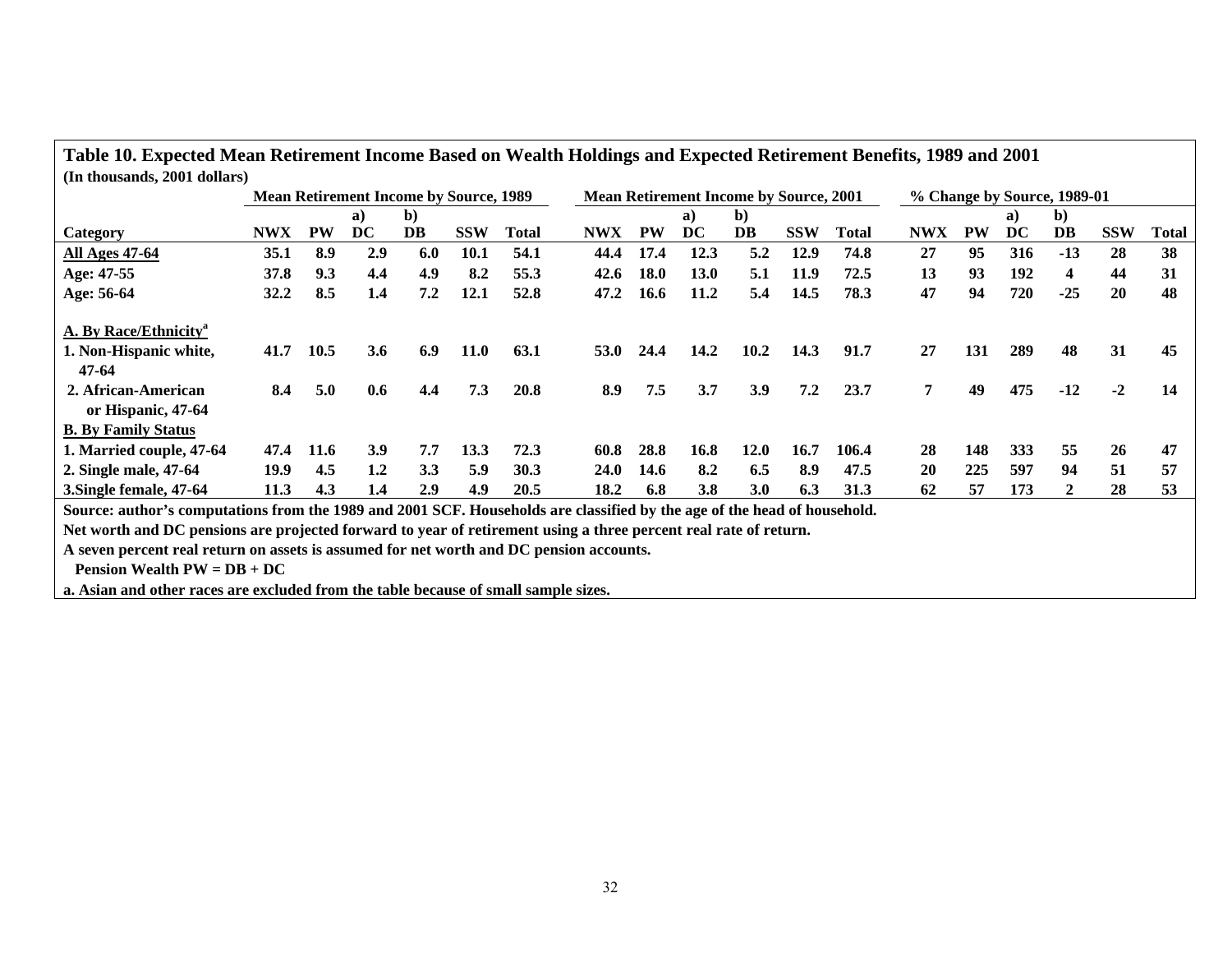## Table 10. Expected Mean Retirement Income Based on Wealth Holdings and Expected Retirement Benefits, 1989 and 2001

**(In thousands, 2001 dollars)**

| | Mean Retirement Income by Source, 1989 | | | | | | Mean Retirement Income by Source, 2001 | | | | | | % Change by Source, 1989-01 | | | | | |
|---|---|---|---|---|---|---|---|---|---|---|---|---|---|---|---|---|---|---|
| Category | NWX | PW | a) DC | b) DB | SSW | Total | NWX | PW | a) DC | b) DB | SSW | Total | NWX | PW | a) DC | b) DB | SSW | Total |
| All Ages 47-64 | 35.1 | 8.9 | 2.9 | 6.0 | 10.1 | 54.1 | 44.4 | 17.4 | 12.3 | 5.2 | 12.9 | 74.8 | 27 | 95 | 316 | -13 | 28 | 38 |
| Age: 47-55 | 37.8 | 9.3 | 4.4 | 4.9 | 8.2 | 55.3 | 42.6 | 18.0 | 13.0 | 5.1 | 11.9 | 72.5 | 13 | 93 | 192 | 4 | 44 | 31 |
| Age: 56-64 | 32.2 | 8.5 | 1.4 | 7.2 | 12.1 | 52.8 | 47.2 | 16.6 | 11.2 | 5.4 | 14.5 | 78.3 | 47 | 94 | 720 | -25 | 20 | 48 |
| A. By Race/Ethnicity[a] | | | | | | | | | | | | | | | | | | |
| 1. Non-Hispanic white, 47-64 | 41.7 | 10.5 | 3.6 | 6.9 | 11.0 | 63.1 | 53.0 | 24.4 | 14.2 | 10.2 | 14.3 | 91.7 | 27 | 131 | 289 | 48 | 31 | 45 |
| 2. African-American or Hispanic, 47-64 | 8.4 | 5.0 | 0.6 | 4.4 | 7.3 | 20.8 | 8.9 | 7.5 | 3.7 | 3.9 | 7.2 | 23.7 | 7 | 49 | 475 | -12 | -2 | 14 |
| B. By Family Status | | | | | | | | | | | | | | | | | | |
| 1. Married couple, 47-64 | 47.4 | 11.6 | 3.9 | 7.7 | 13.3 | 72.3 | 60.8 | 28.8 | 16.8 | 12.0 | 16.7 | 106.4 | 28 | 148 | 333 | 55 | 26 | 47 |
| 2. Single male, 47-64 | 19.9 | 4.5 | 1.2 | 3.3 | 5.9 | 30.3 | 24.0 | 14.6 | 8.2 | 6.5 | 8.9 | 47.5 | 20 | 225 | 597 | 94 | 51 | 57 |
| 3. Single female, 47-64 | 11.3 | 4.3 | 1.4 | 2.9 | 4.9 | 20.5 | 18.2 | 6.8 | 3.8 | 3.0 | 6.3 | 31.3 | 62 | 57 | 173 | 2 | 28 | 53 |

Source: author's computations from the 1989 and 2001 SCF. Households are classified by the age of the head of household.

Net worth and DC pensions are projected forward to year of retirement using a three percent real rate of return.

A seven percent real return on assets is assumed for net worth and DC pension accounts.

Pension Wealth PW = DB + DC

a. Asian and other races are excluded from the table because of small sample sizes.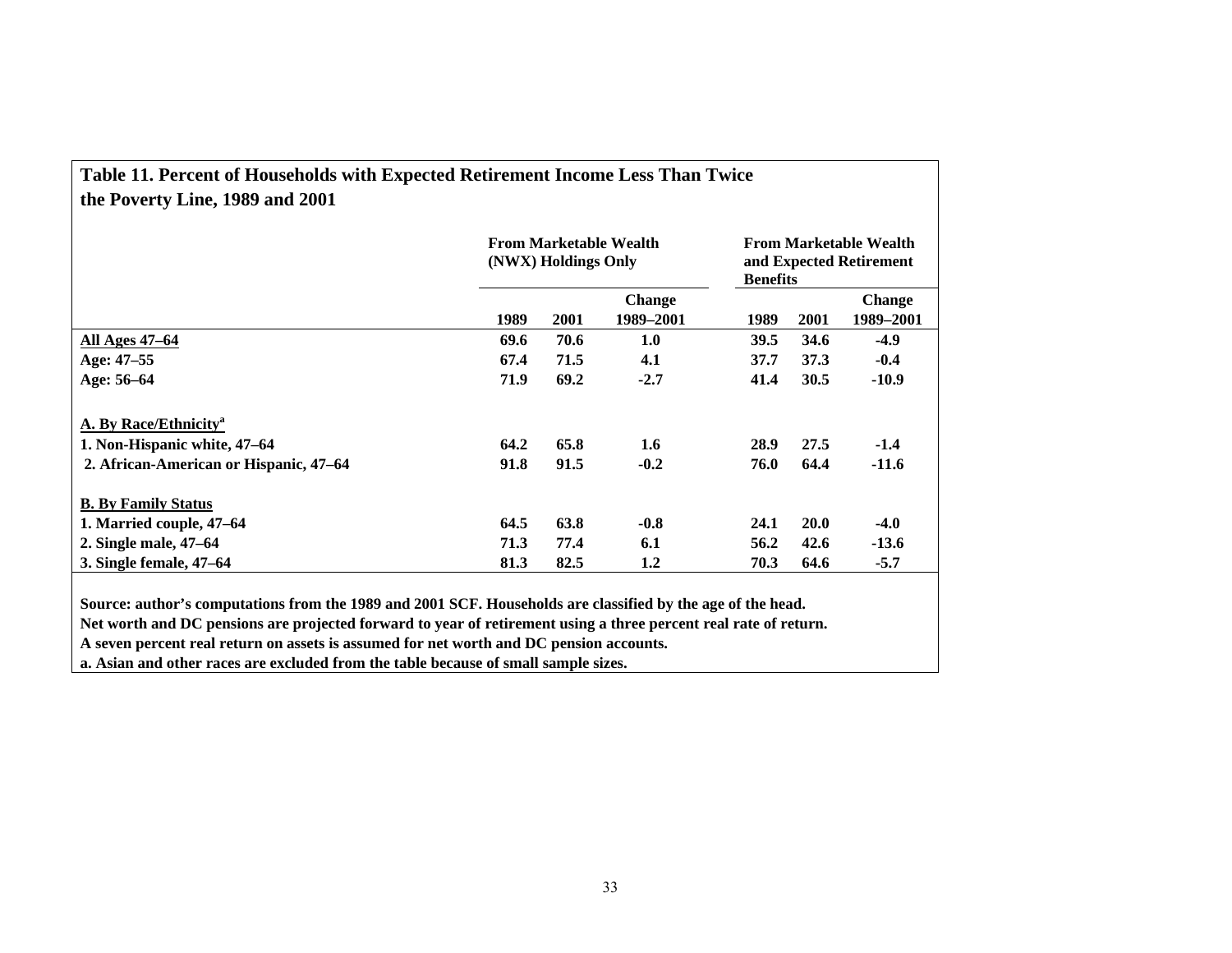**Table 11. Percent of Households with Expected Retirement Income Less Than Twice the Poverty Line, 1989 and 2001**

| | From Marketable Wealth (NWX) Holdings Only | | | From Marketable Wealth and Expected Retirement Benefits | | |
|---|---|---|---|---|---|---|
| | 1989 | 2001 | Change 1989–2001 | 1989 | 2001 | Change 1989–2001 |
| **All Ages 47–64** | 69.6 | 70.6 | 1.0 | 39.5 | 34.6 | -4.9 |
| Age: 47–55 | 67.4 | 71.5 | 4.1 | 37.7 | 37.3 | -0.4 |
| Age: 56–64 | 71.9 | 69.2 | -2.7 | 41.4 | 30.5 | -10.9 |
| **A. By Race/Ethnicity[a]** | | | | | | |
| 1. Non-Hispanic white, 47–64 | 64.2 | 65.8 | 1.6 | 28.9 | 27.5 | -1.4 |
| 2. African-American or Hispanic, 47–64 | 91.8 | 91.5 | -0.2 | 76.0 | 64.4 | -11.6 |
| **B. By Family Status** | | | | | | |
| 1. Married couple, 47–64 | 64.5 | 63.8 | -0.8 | 24.1 | 20.0 | -4.0 |
| 2. Single male, 47–64 | 71.3 | 77.4 | 6.1 | 56.2 | 42.6 | -13.6 |
| 3. Single female, 47–64 | 81.3 | 82.5 | 1.2 | 70.3 | 64.6 | -5.7 |

Source: author's computations from the 1989 and 2001 SCF. Households are classified by the age of the head.
Net worth and DC pensions are projected forward to year of retirement using a three percent real rate of return.
A seven percent real return on assets is assumed for net worth and DC pension accounts.
a. Asian and other races are excluded from the table because of small sample sizes.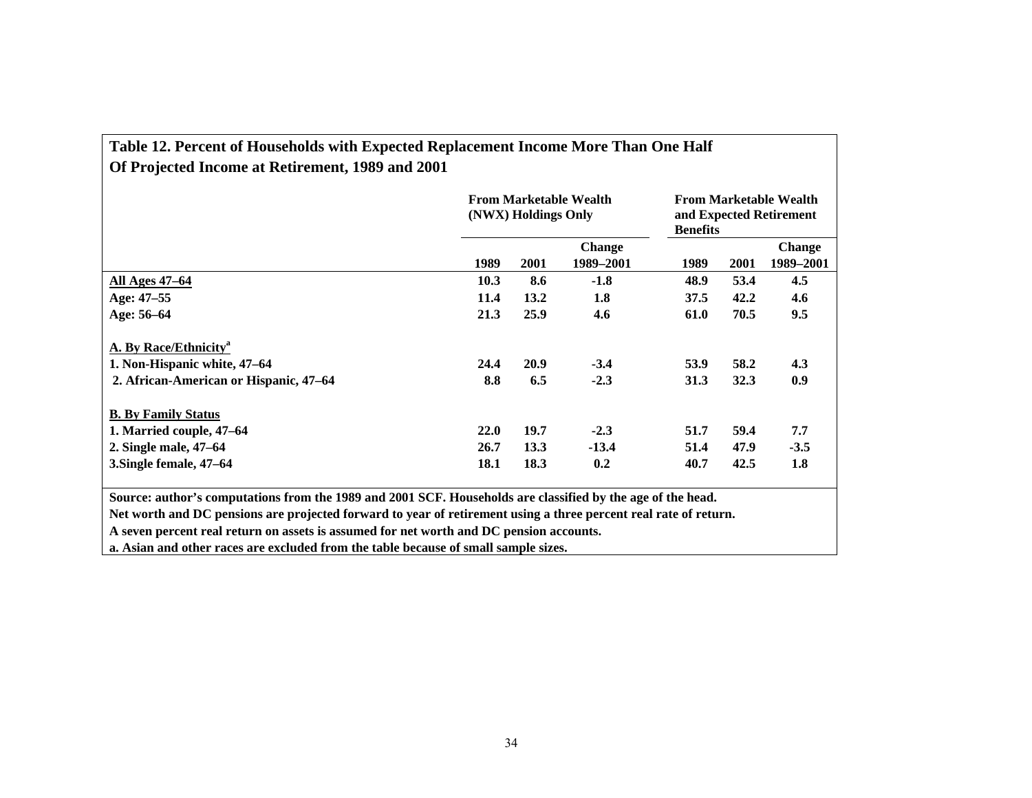**Table 12. Percent of Households with Expected Replacement Income More Than One Half Of Projected Income at Retirement, 1989 and 2001**

| | From Marketable Wealth (NWX) Holdings Only | | | From Marketable Wealth and Expected Retirement Benefits | | |
|---|---|---|---|---|---|---|
| | 1989 | 2001 | Change 1989–2001 | 1989 | 2001 | Change 1989–2001 |
| **All Ages 47–64** | **10.3** | **8.6** | **-1.8** | **48.9** | **53.4** | **4.5** |
| **Age: 47–55** | **11.4** | **13.2** | **1.8** | **37.5** | **42.2** | **4.6** |
| **Age: 56–64** | **21.3** | **25.9** | **4.6** | **61.0** | **70.5** | **9.5** |
| **A. By Race/Ethnicity[a]** | | | | | | |
| **1. Non-Hispanic white, 47–64** | **24.4** | **20.9** | **-3.4** | **53.9** | **58.2** | **4.3** |
| **2. African-American or Hispanic, 47–64** | **8.8** | **6.5** | **-2.3** | **31.3** | **32.3** | **0.9** |
| **B. By Family Status** | | | | | | |
| **1. Married couple, 47–64** | **22.0** | **19.7** | **-2.3** | **51.7** | **59.4** | **7.7** |
| **2. Single male, 47–64** | **26.7** | **13.3** | **-13.4** | **51.4** | **47.9** | **-3.5** |
| **3.Single female, 47–64** | **18.1** | **18.3** | **0.2** | **40.7** | **42.5** | **1.8** |

**Source: author's computations from the 1989 and 2001 SCF. Households are classified by the age of the head.**
**Net worth and DC pensions are projected forward to year of retirement using a three percent real rate of return.**
**A seven percent real return on assets is assumed for net worth and DC pension accounts.**
**a. Asian and other races are excluded from the table because of small sample sizes.**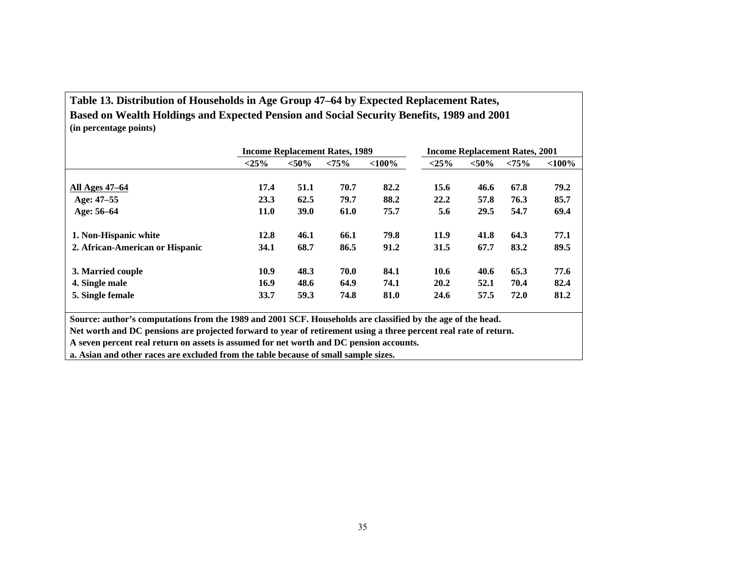**Table 13. Distribution of Households in Age Group 47–64 by Expected Replacement Rates, Based on Wealth Holdings and Expected Pension and Social Security Benefits, 1989 and 2001**
**(in percentage points)**

| | Income Replacement Rates, 1989 | | | | Income Replacement Rates, 2001 | | | |
|---|---|---|---|---|---|---|---|---|
| | <25% | <50% | <75% | <100% | <25% | <50% | <75% | <100% |
| All Ages 47–64 | 17.4 | 51.1 | 70.7 | 82.2 | 15.6 | 46.6 | 67.8 | 79.2 |
| Age: 47–55 | 23.3 | 62.5 | 79.7 | 88.2 | 22.2 | 57.8 | 76.3 | 85.7 |
| Age: 56–64 | 11.0 | 39.0 | 61.0 | 75.7 | 5.6 | 29.5 | 54.7 | 69.4 |
| 1. Non-Hispanic white | 12.8 | 46.1 | 66.1 | 79.8 | 11.9 | 41.8 | 64.3 | 77.1 |
| 2. African-American or Hispanic | 34.1 | 68.7 | 86.5 | 91.2 | 31.5 | 67.7 | 83.2 | 89.5 |
| 3. Married couple | 10.9 | 48.3 | 70.0 | 84.1 | 10.6 | 40.6 | 65.3 | 77.6 |
| 4. Single male | 16.9 | 48.6 | 64.9 | 74.1 | 20.2 | 52.1 | 70.4 | 82.4 |
| 5. Single female | 33.7 | 59.3 | 74.8 | 81.0 | 24.6 | 57.5 | 72.0 | 81.2 |

Source: author's computations from the 1989 and 2001 SCF. Households are classified by the age of the head.
Net worth and DC pensions are projected forward to year of retirement using a three percent real rate of return.
A seven percent real return on assets is assumed for net worth and DC pension accounts.
a. Asian and other races are excluded from the table because of small sample sizes.